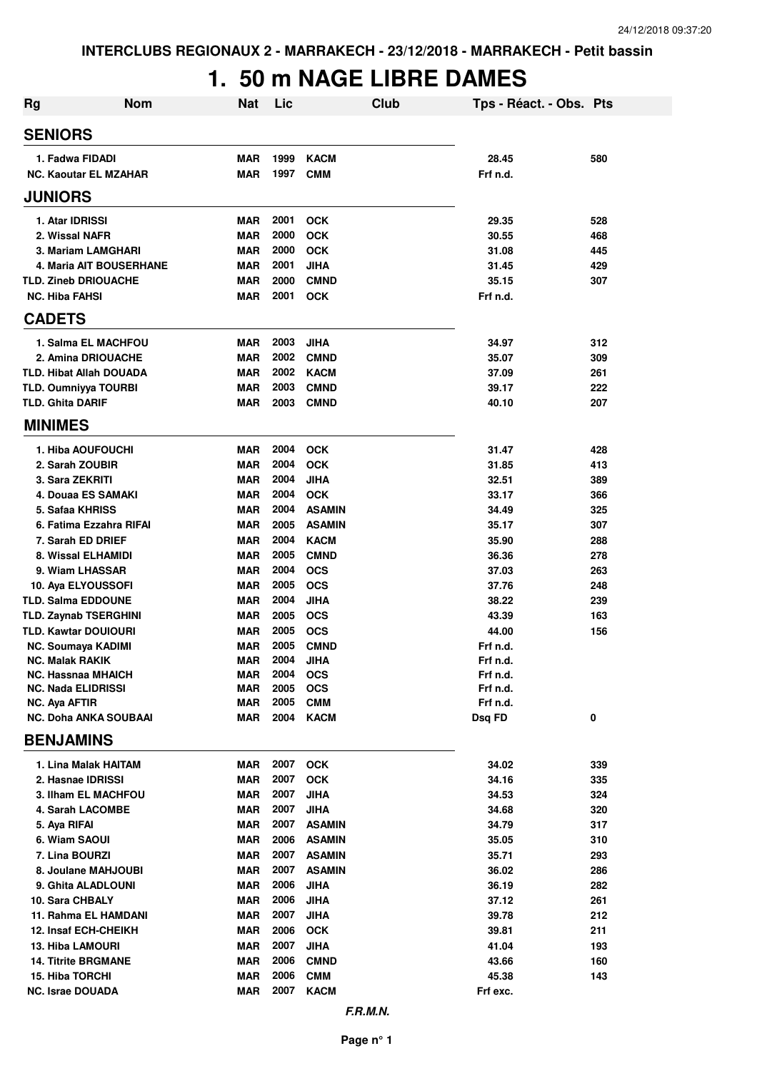INTERCLUBS REGIONAUX 2 - MARRAKECH - 23/12/2018 - MARRAKECH - Petit bassin

# 1. 50 m NAGE LIBRE DAMES

| Rg | Nom | Nat | Lic | Club | Tps - Réact. - Obs. | Pts |
|---|---|---|---|---|---|---|
| **SENIORS** | | | | | | |
| 1. | Fadwa FIDADI | MAR | 1999 | KACM | 28.45 | 580 |
| NC. | Kaoutar EL MZAHAR | MAR | 1997 | CMM | Frf n.d. | |
| **JUNIORS** | | | | | | |
| 1. | Atar IDRISSI | MAR | 2001 | OCK | 29.35 | 528 |
| 2. | Wissal NAFR | MAR | 2000 | OCK | 30.55 | 468 |
| 3. | Mariam LAMGHARI | MAR | 2000 | OCK | 31.08 | 445 |
| 4. | Maria AIT BOUSERHANE | MAR | 2001 | JIHA | 31.45 | 429 |
| TLD. | Zineb DRIOUACHE | MAR | 2000 | CMND | 35.15 | 307 |
| NC. | Hiba FAHSI | MAR | 2001 | OCK | Frf n.d. | |
| **CADETS** | | | | | | |
| 1. | Salma EL MACHFOU | MAR | 2003 | JIHA | 34.97 | 312 |
| 2. | Amina DRIOUACHE | MAR | 2002 | CMND | 35.07 | 309 |
| TLD. | Hibat Allah DOUADA | MAR | 2002 | KACM | 37.09 | 261 |
| TLD. | Oumniyya TOURBI | MAR | 2003 | CMND | 39.17 | 222 |
| TLD. | Ghita DARIF | MAR | 2003 | CMND | 40.10 | 207 |
| **MINIMES** | | | | | | |
| 1. | Hiba AOUFOUCHI | MAR | 2004 | OCK | 31.47 | 428 |
| 2. | Sarah ZOUBIR | MAR | 2004 | OCK | 31.85 | 413 |
| 3. | Sara ZEKRITI | MAR | 2004 | JIHA | 32.51 | 389 |
| 4. | Douaa ES SAMAKI | MAR | 2004 | OCK | 33.17 | 366 |
| 5. | Safaa KHRISS | MAR | 2004 | ASAMIN | 34.49 | 325 |
| 6. | Fatima Ezzahra RIFAI | MAR | 2005 | ASAMIN | 35.17 | 307 |
| 7. | Sarah ED DRIEF | MAR | 2004 | KACM | 35.90 | 288 |
| 8. | Wissal ELHAMIDI | MAR | 2005 | CMND | 36.36 | 278 |
| 9. | Wiam LHASSAR | MAR | 2004 | OCS | 37.03 | 263 |
| 10. | Aya ELYOUSSOFI | MAR | 2005 | OCS | 37.76 | 248 |
| TLD. | Salma EDDOUNE | MAR | 2004 | JIHA | 38.22 | 239 |
| TLD. | Zaynab TSERGHINI | MAR | 2005 | OCS | 43.39 | 163 |
| TLD. | Kawtar DOUIOURI | MAR | 2005 | OCS | 44.00 | 156 |
| NC. | Soumaya KADIMI | MAR | 2005 | CMND | Frf n.d. | |
| NC. | Malak RAKIK | MAR | 2004 | JIHA | Frf n.d. | |
| NC. | Hassnaa MHAICH | MAR | 2004 | OCS | Frf n.d. | |
| NC. | Nada ELIDRISSI | MAR | 2005 | OCS | Frf n.d. | |
| NC. | Aya AFTIR | MAR | 2005 | CMM | Frf n.d. | |
| NC. | Doha ANKA SOUBAAI | MAR | 2004 | KACM | Dsq FD | 0 |
| **BENJAMINS** | | | | | | |
| 1. | Lina Malak HAITAM | MAR | 2007 | OCK | 34.02 | 339 |
| 2. | Hasnae IDRISSI | MAR | 2007 | OCK | 34.16 | 335 |
| 3. | Ilham EL MACHFOU | MAR | 2007 | JIHA | 34.53 | 324 |
| 4. | Sarah LACOMBE | MAR | 2007 | JIHA | 34.68 | 320 |
| 5. | Aya RIFAI | MAR | 2007 | ASAMIN | 34.79 | 317 |
| 6. | Wiam SAOUI | MAR | 2006 | ASAMIN | 35.05 | 310 |
| 7. | Lina BOURZI | MAR | 2007 | ASAMIN | 35.71 | 293 |
| 8. | Joulane MAHJOUBI | MAR | 2007 | ASAMIN | 36.02 | 286 |
| 9. | Ghita ALADLOUNI | MAR | 2006 | JIHA | 36.19 | 282 |
| 10. | Sara CHBALY | MAR | 2006 | JIHA | 37.12 | 261 |
| 11. | Rahma EL HAMDANI | MAR | 2007 | JIHA | 39.78 | 212 |
| 12. | Insaf ECH-CHEIKH | MAR | 2006 | OCK | 39.81 | 211 |
| 13. | Hiba LAMOURI | MAR | 2007 | JIHA | 41.04 | 193 |
| 14. | Titrite BRGMANE | MAR | 2006 | CMND | 43.66 | 160 |
| 15. | Hiba TORCHI | MAR | 2006 | CMM | 45.38 | 143 |
| NC. | Israe DOUADA | MAR | 2007 | KACM | Frf exc. | |

*F.R.M.N.*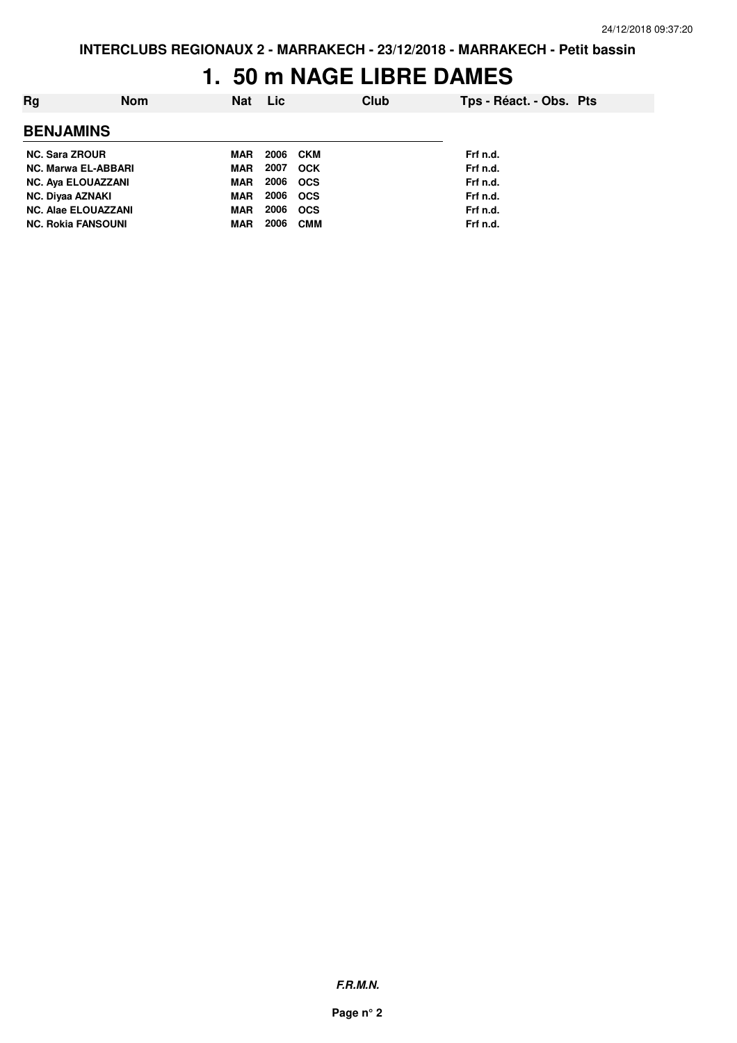**INTERCLUBS REGIONAUX 2 - MARRAKECH - 23/12/2018 - MARRAKECH - Petit bassin**

# 1. 50 m NAGE LIBRE DAMES

| Rg | Nom | Nat | Lic | Club | Tps - Réact. - Obs. Pts |
|---|---|---|---|---|---|

## BENJAMINS

| Rg | Nom | Nat | Lic | Club | Tps - Réact. - Obs. Pts |
|---|---|---|---|---|---|
| NC. | Sara ZROUR | MAR | 2006 | CKM | Frf n.d. |
| NC. | Marwa EL-ABBARI | MAR | 2007 | OCK | Frf n.d. |
| NC. | Aya ELOUAZZANI | MAR | 2006 | OCS | Frf n.d. |
| NC. | Diyaa AZNAKI | MAR | 2006 | OCS | Frf n.d. |
| NC. | Alae ELOUAZZANI | MAR | 2006 | OCS | Frf n.d. |
| NC. | Rokia FANSOUNI | MAR | 2006 | CMM | Frf n.d. |

***F.R.M.N.***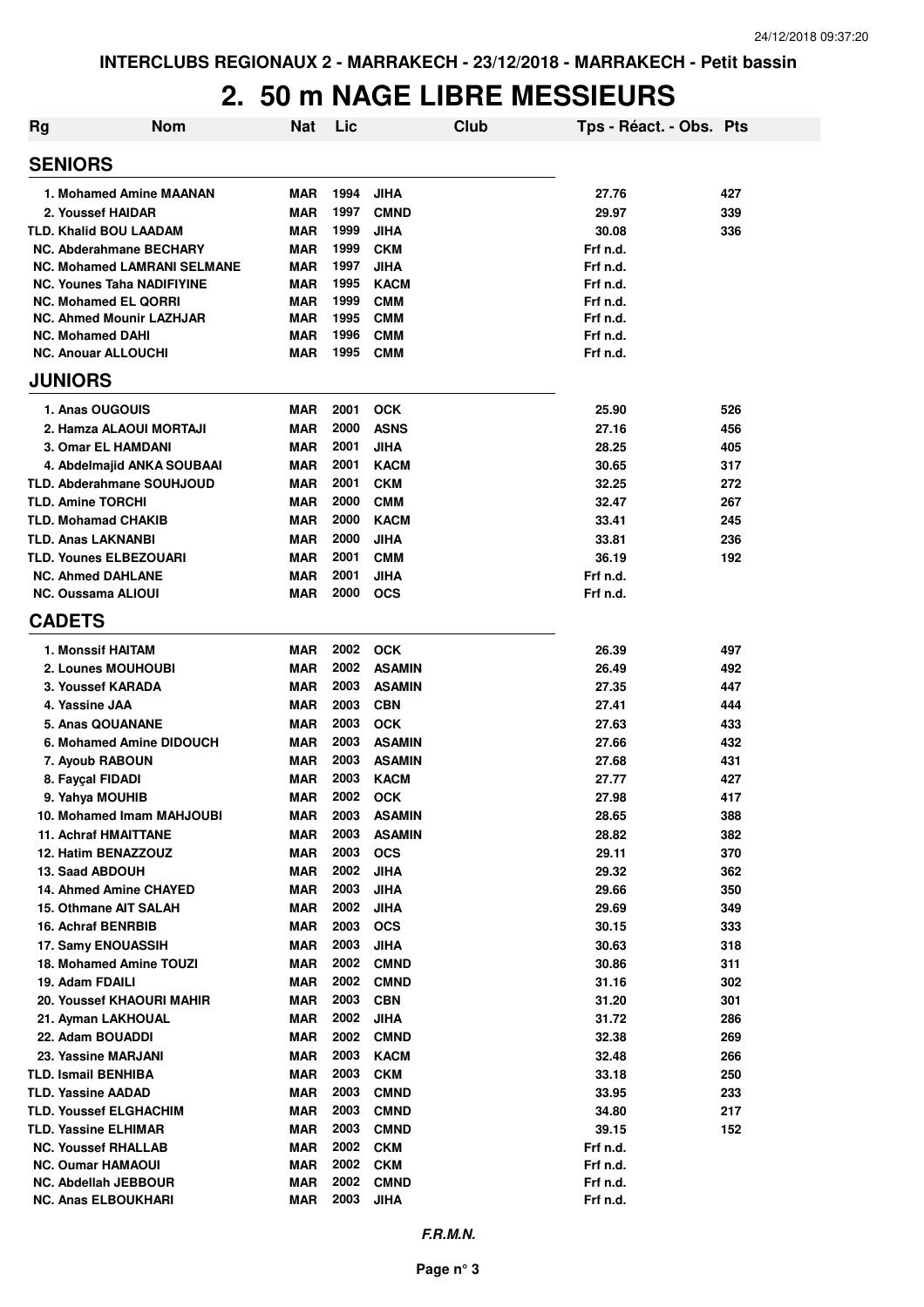INTERCLUBS REGIONAUX 2 - MARRAKECH - 23/12/2018 - MARRAKECH - Petit bassin

# 2. 50 m NAGE LIBRE MESSIEURS

| Rg | Nom | Nat | Lic | Club | Tps - Réact. - Obs. | Pts |
|---|---|---|---|---|---|---|
| **SENIORS** | | | | | | |
| 1. | Mohamed Amine MAANAN | MAR | 1994 | JIHA | 27.76 | 427 |
| 2. | Youssef HAIDAR | MAR | 1997 | CMND | 29.97 | 339 |
| TLD. | Khalid BOU LAADAM | MAR | 1999 | JIHA | 30.08 | 336 |
| NC. | Abderahmane BECHARY | MAR | 1999 | CKM | Frf n.d. | |
| NC. | Mohamed LAMRANI SELMANE | MAR | 1997 | JIHA | Frf n.d. | |
| NC. | Younes Taha NADIFIYINE | MAR | 1995 | KACM | Frf n.d. | |
| NC. | Mohamed EL QORRI | MAR | 1999 | CMM | Frf n.d. | |
| NC. | Ahmed Mounir LAZHJAR | MAR | 1995 | CMM | Frf n.d. | |
| NC. | Mohamed DAHI | MAR | 1996 | CMM | Frf n.d. | |
| NC. | Anouar ALLOUCHI | MAR | 1995 | CMM | Frf n.d. | |
| **JUNIORS** | | | | | | |
| 1. | Anas OUGOUIS | MAR | 2001 | OCK | 25.90 | 526 |
| 2. | Hamza ALAOUI MORTAJI | MAR | 2000 | ASNS | 27.16 | 456 |
| 3. | Omar EL HAMDANI | MAR | 2001 | JIHA | 28.25 | 405 |
| 4. | Abdelmajid ANKA SOUBAAI | MAR | 2001 | KACM | 30.65 | 317 |
| TLD. | Abderahmane SOUHJOUD | MAR | 2001 | CKM | 32.25 | 272 |
| TLD. | Amine TORCHI | MAR | 2000 | CMM | 32.47 | 267 |
| TLD. | Mohamad CHAKIB | MAR | 2000 | KACM | 33.41 | 245 |
| TLD. | Anas LAKNANBI | MAR | 2000 | JIHA | 33.81 | 236 |
| TLD. | Younes ELBEZOUARI | MAR | 2001 | CMM | 36.19 | 192 |
| NC. | Ahmed DAHLANE | MAR | 2001 | JIHA | Frf n.d. | |
| NC. | Oussama ALIOUI | MAR | 2000 | OCS | Frf n.d. | |
| **CADETS** | | | | | | |
| 1. | Monssif HAITAM | MAR | 2002 | OCK | 26.39 | 497 |
| 2. | Lounes MOUHOUBI | MAR | 2002 | ASAMIN | 26.49 | 492 |
| 3. | Youssef KARADA | MAR | 2003 | ASAMIN | 27.35 | 447 |
| 4. | Yassine JAA | MAR | 2003 | CBN | 27.41 | 444 |
| 5. | Anas QOUANANE | MAR | 2003 | OCK | 27.63 | 433 |
| 6. | Mohamed Amine DIDOUCH | MAR | 2003 | ASAMIN | 27.66 | 432 |
| 7. | Ayoub RABOUN | MAR | 2003 | ASAMIN | 27.68 | 431 |
| 8. | Fayçal FIDADI | MAR | 2003 | KACM | 27.77 | 427 |
| 9. | Yahya MOUHIB | MAR | 2002 | OCK | 27.98 | 417 |
| 10. | Mohamed Imam MAHJOUBI | MAR | 2003 | ASAMIN | 28.65 | 388 |
| 11. | Achraf HMAITTANE | MAR | 2003 | ASAMIN | 28.82 | 382 |
| 12. | Hatim BENAZZOUZ | MAR | 2003 | OCS | 29.11 | 370 |
| 13. | Saad ABDOUH | MAR | 2002 | JIHA | 29.32 | 362 |
| 14. | Ahmed Amine CHAYED | MAR | 2003 | JIHA | 29.66 | 350 |
| 15. | Othmane AIT SALAH | MAR | 2002 | JIHA | 29.69 | 349 |
| 16. | Achraf BENRBIB | MAR | 2003 | OCS | 30.15 | 333 |
| 17. | Samy ENOUASSIH | MAR | 2003 | JIHA | 30.63 | 318 |
| 18. | Mohamed Amine TOUZI | MAR | 2002 | CMND | 30.86 | 311 |
| 19. | Adam FDAILI | MAR | 2002 | CMND | 31.16 | 302 |
| 20. | Youssef KHAOURI MAHIR | MAR | 2003 | CBN | 31.20 | 301 |
| 21. | Ayman LAKHOUAL | MAR | 2002 | JIHA | 31.72 | 286 |
| 22. | Adam BOUADDI | MAR | 2002 | CMND | 32.38 | 269 |
| 23. | Yassine MARJANI | MAR | 2003 | KACM | 32.48 | 266 |
| TLD. | Ismail BENHIBA | MAR | 2003 | CKM | 33.18 | 250 |
| TLD. | Yassine AADAD | MAR | 2003 | CMND | 33.95 | 233 |
| TLD. | Youssef ELGHACHIM | MAR | 2003 | CMND | 34.80 | 217 |
| TLD. | Yassine ELHIMAR | MAR | 2003 | CMND | 39.15 | 152 |
| NC. | Youssef RHALLAB | MAR | 2002 | CKM | Frf n.d. | |
| NC. | Oumar HAMAOUI | MAR | 2002 | CKM | Frf n.d. | |
| NC. | Abdellah JEBBOUR | MAR | 2002 | CMND | Frf n.d. | |
| NC. | Anas ELBOUKHARI | MAR | 2003 | JIHA | Frf n.d. | |

*F.R.M.N.*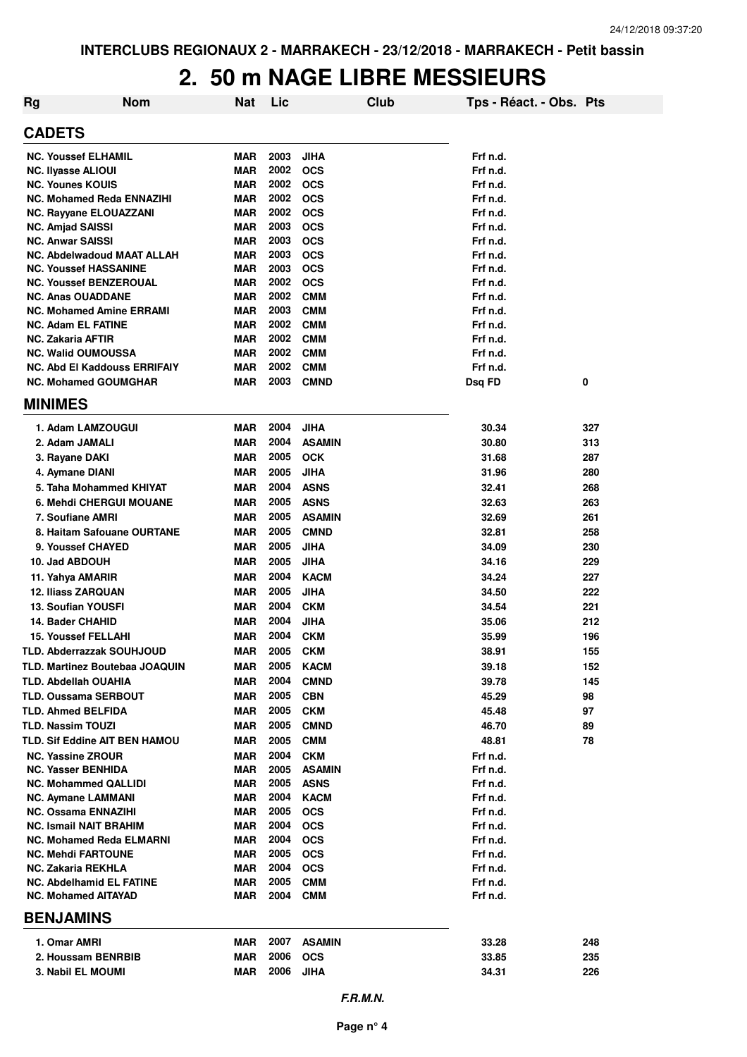**INTERCLUBS REGIONAUX 2 - MARRAKECH - 23/12/2018 - MARRAKECH - Petit bassin**

# 2. 50 m NAGE LIBRE MESSIEURS

| Rg | Nom | Nat | Lic | Club | Tps - Réact. - Obs. | Pts |
|---|---|---|---|---|---|---|
| **CADETS** | | | | | | |
| NC. | Youssef ELHAMIL | MAR | 2003 | JIHA | Frf n.d. | |
| NC. | Ilyasse ALIOUI | MAR | 2002 | OCS | Frf n.d. | |
| NC. | Younes KOUIS | MAR | 2002 | OCS | Frf n.d. | |
| NC. | Mohamed Reda ENNAZIHI | MAR | 2002 | OCS | Frf n.d. | |
| NC. | Rayyane ELOUAZZANI | MAR | 2002 | OCS | Frf n.d. | |
| NC. | Amjad SAISSI | MAR | 2003 | OCS | Frf n.d. | |
| NC. | Anwar SAISSI | MAR | 2003 | OCS | Frf n.d. | |
| NC. | Abdelwadoud MAAT ALLAH | MAR | 2003 | OCS | Frf n.d. | |
| NC. | Youssef HASSANINE | MAR | 2003 | OCS | Frf n.d. | |
| NC. | Youssef BENZEROUAL | MAR | 2002 | OCS | Frf n.d. | |
| NC. | Anas OUADDANE | MAR | 2002 | CMM | Frf n.d. | |
| NC. | Mohamed Amine ERRAMI | MAR | 2003 | CMM | Frf n.d. | |
| NC. | Adam EL FATINE | MAR | 2002 | CMM | Frf n.d. | |
| NC. | Zakaria AFTIR | MAR | 2002 | CMM | Frf n.d. | |
| NC. | Walid OUMOUSSA | MAR | 2002 | CMM | Frf n.d. | |
| NC. | Abd El Kaddouss ERRIFAIY | MAR | 2002 | CMM | Frf n.d. | |
| NC. | Mohamed GOUMGHAR | MAR | 2003 | CMND | Dsq FD | 0 |
| **MINIMES** | | | | | | |
| 1. | Adam LAMZOUGUI | MAR | 2004 | JIHA | 30.34 | 327 |
| 2. | Adam JAMALI | MAR | 2004 | ASAMIN | 30.80 | 313 |
| 3. | Rayane DAKI | MAR | 2005 | OCK | 31.68 | 287 |
| 4. | Aymane DIANI | MAR | 2005 | JIHA | 31.96 | 280 |
| 5. | Taha Mohammed KHIYAT | MAR | 2004 | ASNS | 32.41 | 268 |
| 6. | Mehdi CHERGUI MOUANE | MAR | 2005 | ASNS | 32.63 | 263 |
| 7. | Soufiane AMRI | MAR | 2005 | ASAMIN | 32.69 | 261 |
| 8. | Haitam Safouane OURTANE | MAR | 2005 | CMND | 32.81 | 258 |
| 9. | Youssef CHAYED | MAR | 2005 | JIHA | 34.09 | 230 |
| 10. | Jad ABDOUH | MAR | 2005 | JIHA | 34.16 | 229 |
| 11. | Yahya AMARIR | MAR | 2004 | KACM | 34.24 | 227 |
| 12. | Iliass ZARQUAN | MAR | 2005 | JIHA | 34.50 | 222 |
| 13. | Soufian YOUSFI | MAR | 2004 | CKM | 34.54 | 221 |
| 14. | Bader CHAHID | MAR | 2004 | JIHA | 35.06 | 212 |
| 15. | Youssef FELLAHI | MAR | 2004 | CKM | 35.99 | 196 |
| TLD. | Abderrazzak SOUHJOUD | MAR | 2005 | CKM | 38.91 | 155 |
| TLD. | Martinez Boutebaa JOAQUIN | MAR | 2005 | KACM | 39.18 | 152 |
| TLD. | Abdellah OUAHIA | MAR | 2004 | CMND | 39.78 | 145 |
| TLD. | Oussama SERBOUT | MAR | 2005 | CBN | 45.29 | 98 |
| TLD. | Ahmed BELFIDA | MAR | 2005 | CKM | 45.48 | 97 |
| TLD. | Nassim TOUZI | MAR | 2005 | CMND | 46.70 | 89 |
| TLD. | Sif Eddine AIT BEN HAMOU | MAR | 2005 | CMM | 48.81 | 78 |
| NC. | Yassine ZROUR | MAR | 2004 | CKM | Frf n.d. | |
| NC. | Yasser BENHIDA | MAR | 2005 | ASAMIN | Frf n.d. | |
| NC. | Mohammed QALLIDI | MAR | 2005 | ASNS | Frf n.d. | |
| NC. | Aymane LAMMANI | MAR | 2004 | KACM | Frf n.d. | |
| NC. | Ossama ENNAZIHI | MAR | 2005 | OCS | Frf n.d. | |
| NC. | Ismail NAIT BRAHIM | MAR | 2004 | OCS | Frf n.d. | |
| NC. | Mohamed Reda ELMARNI | MAR | 2004 | OCS | Frf n.d. | |
| NC. | Mehdi FARTOUNE | MAR | 2005 | OCS | Frf n.d. | |
| NC. | Zakaria REKHLA | MAR | 2004 | OCS | Frf n.d. | |
| NC. | Abdelhamid EL FATINE | MAR | 2005 | CMM | Frf n.d. | |
| NC. | Mohamed AITAYAD | MAR | 2004 | CMM | Frf n.d. | |
| **BENJAMINS** | | | | | | |
| 1. | Omar AMRI | MAR | 2007 | ASAMIN | 33.28 | 248 |
| 2. | Houssam BENRBIB | MAR | 2006 | OCS | 33.85 | 235 |
| 3. | Nabil EL MOUMI | MAR | 2006 | JIHA | 34.31 | 226 |

*F.R.M.N.*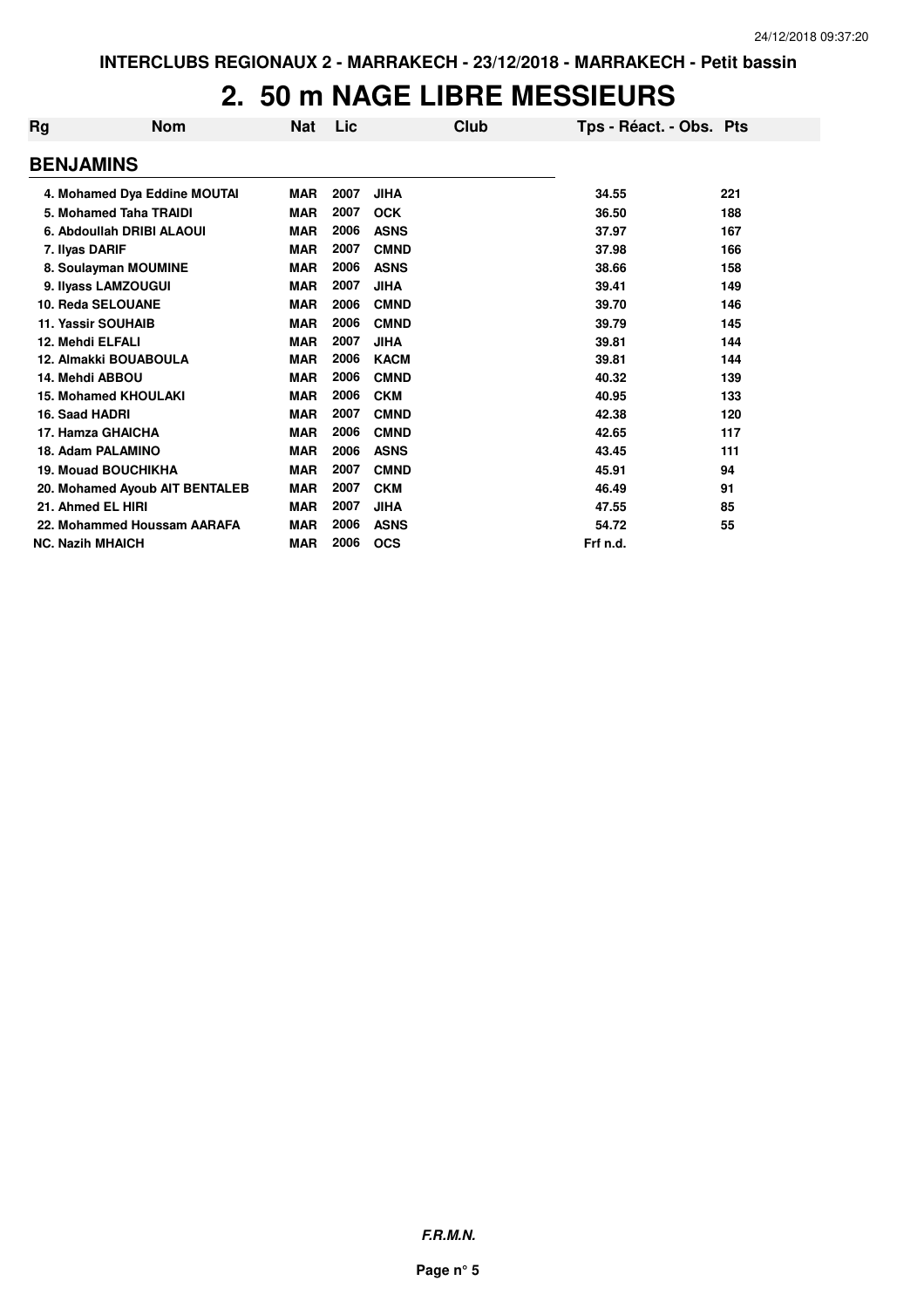INTERCLUBS REGIONAUX 2 - MARRAKECH - 23/12/2018 - MARRAKECH - Petit bassin

# 2. 50 m NAGE LIBRE MESSIEURS

| Rg | Nom | Nat | Lic | Club | Tps - Réact. - Obs. | Pts |
|---|---|---|---|---|---|---|
| **BENJAMINS** | | | | | | |
| 4. | Mohamed Dya Eddine MOUTAI | MAR | 2007 | JIHA | 34.55 | 221 |
| 5. | Mohamed Taha TRAIDI | MAR | 2007 | OCK | 36.50 | 188 |
| 6. | Abdoullah DRIBI ALAOUI | MAR | 2006 | ASNS | 37.97 | 167 |
| 7. | Ilyas DARIF | MAR | 2007 | CMND | 37.98 | 166 |
| 8. | Soulayman MOUMINE | MAR | 2006 | ASNS | 38.66 | 158 |
| 9. | Ilyass LAMZOUGUI | MAR | 2007 | JIHA | 39.41 | 149 |
| 10. | Reda SELOUANE | MAR | 2006 | CMND | 39.70 | 146 |
| 11. | Yassir SOUHAIB | MAR | 2006 | CMND | 39.79 | 145 |
| 12. | Mehdi ELFALI | MAR | 2007 | JIHA | 39.81 | 144 |
| 12. | Almakki BOUABOULA | MAR | 2006 | KACM | 39.81 | 144 |
| 14. | Mehdi ABBOU | MAR | 2006 | CMND | 40.32 | 139 |
| 15. | Mohamed KHOULAKI | MAR | 2006 | CKM | 40.95 | 133 |
| 16. | Saad HADRI | MAR | 2007 | CMND | 42.38 | 120 |
| 17. | Hamza GHAICHA | MAR | 2006 | CMND | 42.65 | 117 |
| 18. | Adam PALAMINO | MAR | 2006 | ASNS | 43.45 | 111 |
| 19. | Mouad BOUCHIKHA | MAR | 2007 | CMND | 45.91 | 94 |
| 20. | Mohamed Ayoub AIT BENTALEB | MAR | 2007 | CKM | 46.49 | 91 |
| 21. | Ahmed EL HIRI | MAR | 2007 | JIHA | 47.55 | 85 |
| 22. | Mohammed Houssam AARAFA | MAR | 2006 | ASNS | 54.72 | 55 |
| NC. | Nazih MHAICH | MAR | 2006 | OCS | Frf n.d. | |

*F.R.M.N.*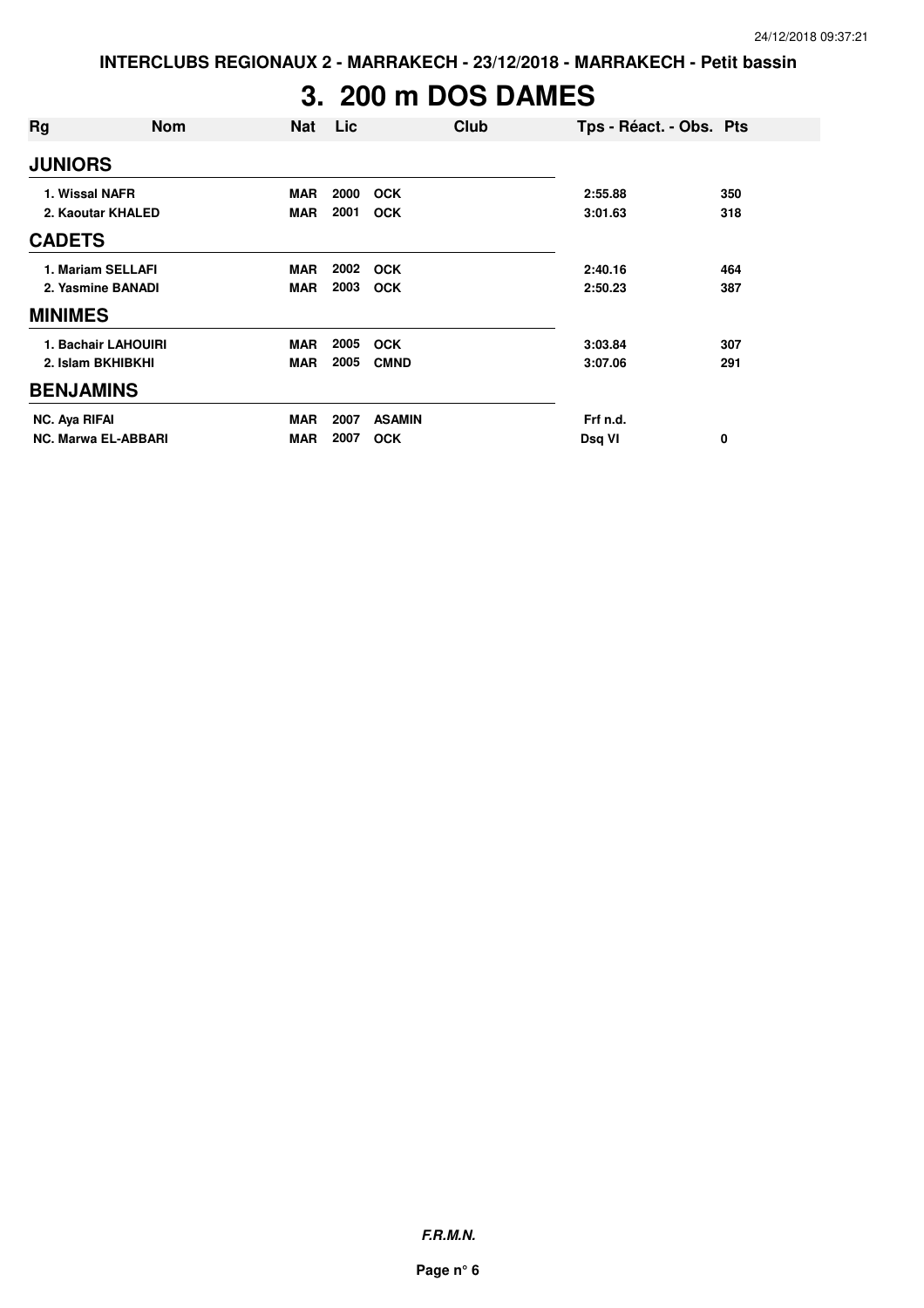# 3. 200 m DOS DAMES

| Rg | Nom | Nat | Lic | Club | Tps - Réact. - Obs. | Pts |
|---|---|---|---|---|---|---|
| **JUNIORS** | | | | | | |
| 1. Wissal NAFR | | MAR | 2000 | OCK | 2:55.88 | 350 |
| 2. Kaoutar KHALED | | MAR | 2001 | OCK | 3:01.63 | 318 |
| **CADETS** | | | | | | |
| 1. Mariam SELLAFI | | MAR | 2002 | OCK | 2:40.16 | 464 |
| 2. Yasmine BANADI | | MAR | 2003 | OCK | 2:50.23 | 387 |
| **MINIMES** | | | | | | |
| 1. Bachair LAHOUIRI | | MAR | 2005 | OCK | 3:03.84 | 307 |
| 2. Islam BKHIBKHI | | MAR | 2005 | CMND | 3:07.06 | 291 |
| **BENJAMINS** | | | | | | |
| NC. Aya RIFAI | | MAR | 2007 | ASAMIN | Frf n.d. | |
| NC. Marwa EL-ABBARI | | MAR | 2007 | OCK | Dsq VI | 0 |

***F.R.M.N.***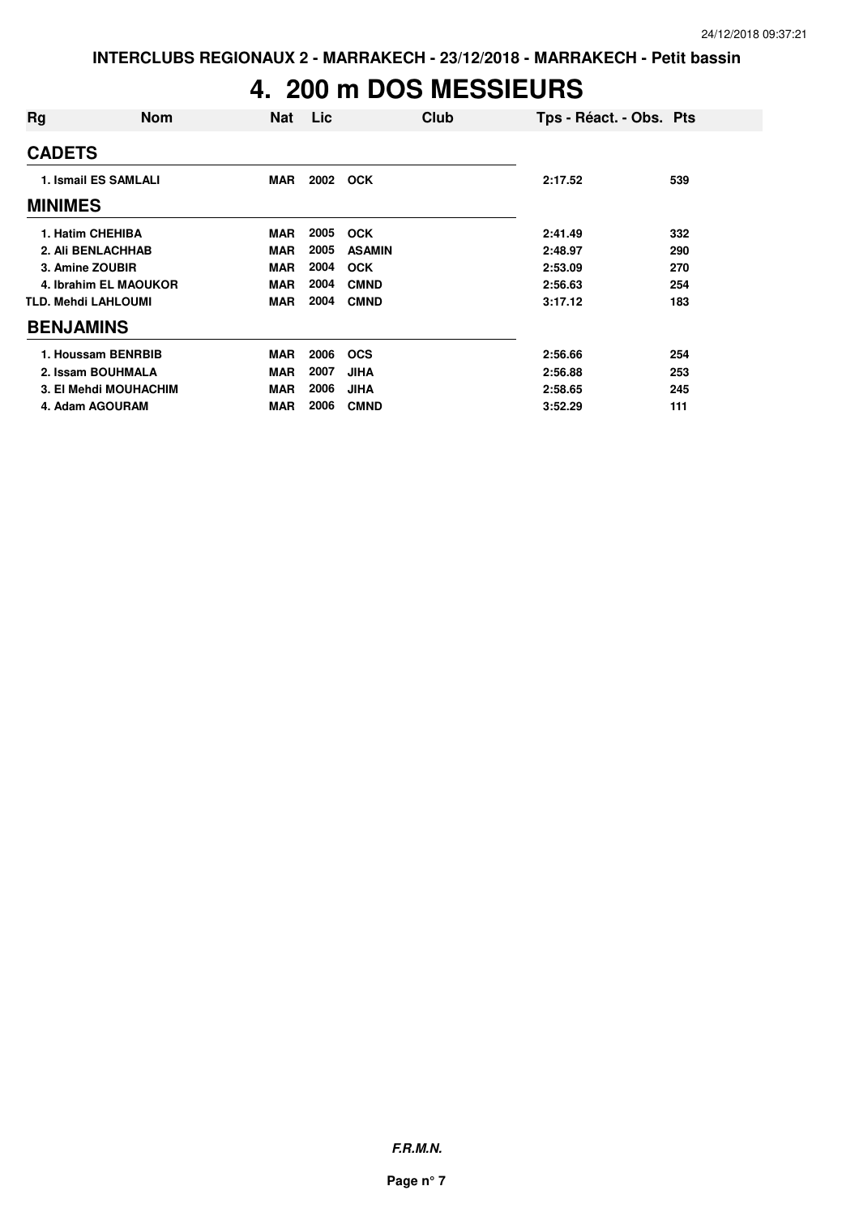INTERCLUBS REGIONAUX 2 - MARRAKECH - 23/12/2018 - MARRAKECH - Petit bassin

# 4. 200 m DOS MESSIEURS

| Rg | Nom | Nat | Lic | Club | Tps - Réact. - Obs. | Pts |
|---|---|---|---|---|---|---|
| **CADETS** | | | | | | |
| 1. | Ismail ES SAMLALI | MAR | 2002 | OCK | 2:17.52 | 539 |
| **MINIMES** | | | | | | |
| 1. | Hatim CHEHIBA | MAR | 2005 | OCK | 2:41.49 | 332 |
| 2. | Ali BENLACHHAB | MAR | 2005 | ASAMIN | 2:48.97 | 290 |
| 3. | Amine ZOUBIR | MAR | 2004 | OCK | 2:53.09 | 270 |
| 4. | Ibrahim EL MAOUKOR | MAR | 2004 | CMND | 2:56.63 | 254 |
| TLD. | Mehdi LAHLOUMI | MAR | 2004 | CMND | 3:17.12 | 183 |
| **BENJAMINS** | | | | | | |
| 1. | Houssam BENRBIB | MAR | 2006 | OCS | 2:56.66 | 254 |
| 2. | Issam BOUHMALA | MAR | 2007 | JIHA | 2:56.88 | 253 |
| 3. | El Mehdi MOUHACHIM | MAR | 2006 | JIHA | 2:58.65 | 245 |
| 4. | Adam AGOURAM | MAR | 2006 | CMND | 3:52.29 | 111 |

*F.R.M.N.*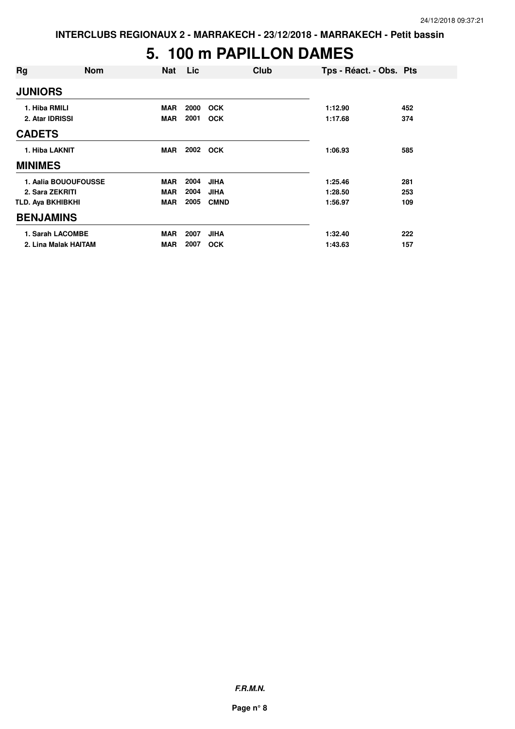INTERCLUBS REGIONAUX 2 - MARRAKECH - 23/12/2018 - MARRAKECH - Petit bassin

# 5. 100 m PAPILLON DAMES

| Rg | Nom | Nat | Lic | Club | Tps - Réact. - Obs. | Pts |
|---|---|---|---|---|---|---|
| **JUNIORS** | | | | | | |
| 1. Hiba RMILI | | MAR | 2000 | OCK | 1:12.90 | 452 |
| 2. Atar IDRISSI | | MAR | 2001 | OCK | 1:17.68 | 374 |
| **CADETS** | | | | | | |
| 1. Hiba LAKNIT | | MAR | 2002 | OCK | 1:06.93 | 585 |
| **MINIMES** | | | | | | |
| 1. Aalia BOUOUFOUSSE | | MAR | 2004 | JIHA | 1:25.46 | 281 |
| 2. Sara ZEKRITI | | MAR | 2004 | JIHA | 1:28.50 | 253 |
| TLD. Aya BKHIBKHI | | MAR | 2005 | CMND | 1:56.97 | 109 |
| **BENJAMINS** | | | | | | |
| 1. Sarah LACOMBE | | MAR | 2007 | JIHA | 1:32.40 | 222 |
| 2. Lina Malak HAITAM | | MAR | 2007 | OCK | 1:43.63 | 157 |

*F.R.M.N.*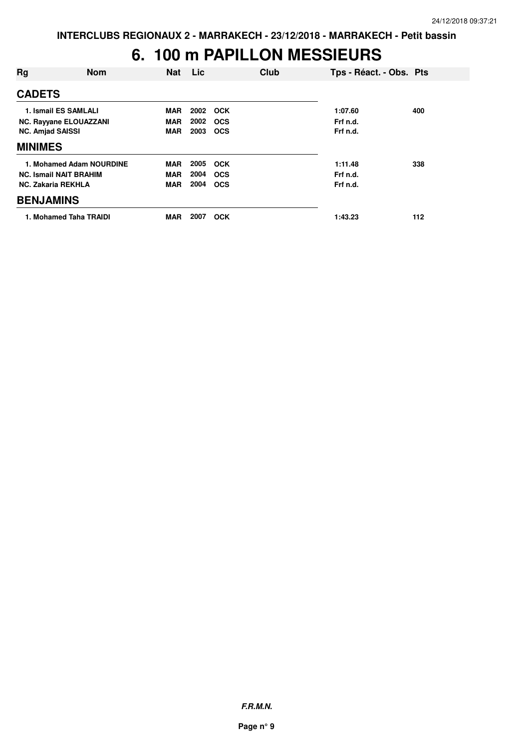# 6. 100 m PAPILLON MESSIEURS

| Rg | Nom | Nat | Lic | Club | Tps - Réact. - Obs. | Pts |
|---|---|---|---|---|---|---|
| **CADETS** | | | | | | |
| 1. Ismail ES SAMLALI | | MAR | 2002 | OCK | 1:07.60 | 400 |
| NC. Rayyane ELOUAZZANI | | MAR | 2002 | OCS | Frf n.d. | |
| NC. Amjad SAISSI | | MAR | 2003 | OCS | Frf n.d. | |
| **MINIMES** | | | | | | |
| 1. Mohamed Adam NOURDINE | | MAR | 2005 | OCK | 1:11.48 | 338 |
| NC. Ismail NAIT BRAHIM | | MAR | 2004 | OCS | Frf n.d. | |
| NC. Zakaria REKHLA | | MAR | 2004 | OCS | Frf n.d. | |
| **BENJAMINS** | | | | | | |
| 1. Mohamed Taha TRAIDI | | MAR | 2007 | OCK | 1:43.23 | 112 |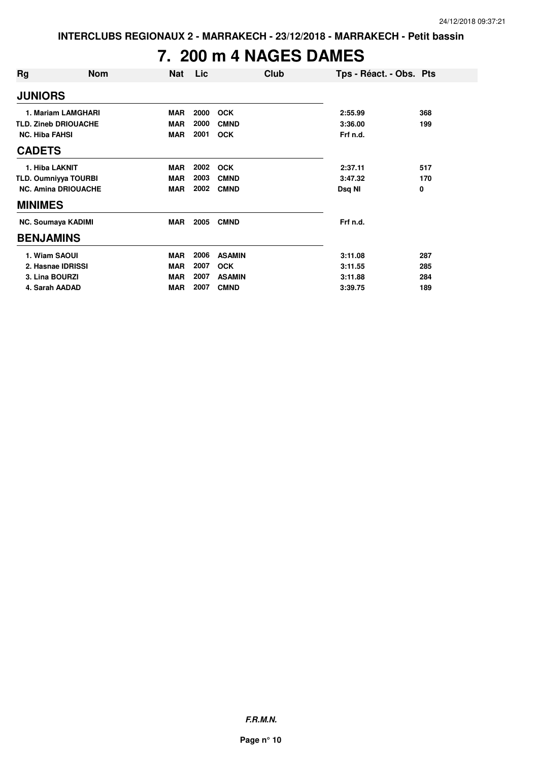# 7. 200 m 4 NAGES DAMES

| Rg | Nom | Nat | Lic | Club | Tps - Réact. - Obs. | Pts |
|---|---|---|---|---|---|---|
| **JUNIORS** | | | | | | |
| 1. Mariam LAMGHARI | | MAR | 2000 | OCK | 2:55.99 | 368 |
| TLD. Zineb DRIOUACHE | | MAR | 2000 | CMND | 3:36.00 | 199 |
| NC. Hiba FAHSI | | MAR | 2001 | OCK | Frf n.d. | |
| **CADETS** | | | | | | |
| 1. Hiba LAKNIT | | MAR | 2002 | OCK | 2:37.11 | 517 |
| TLD. Oumniyya TOURBI | | MAR | 2003 | CMND | 3:47.32 | 170 |
| NC. Amina DRIOUACHE | | MAR | 2002 | CMND | Dsq NI | 0 |
| **MINIMES** | | | | | | |
| NC. Soumaya KADIMI | | MAR | 2005 | CMND | Frf n.d. | |
| **BENJAMINS** | | | | | | |
| 1. Wiam SAOUI | | MAR | 2006 | ASAMIN | 3:11.08 | 287 |
| 2. Hasnae IDRISSI | | MAR | 2007 | OCK | 3:11.55 | 285 |
| 3. Lina BOURZI | | MAR | 2007 | ASAMIN | 3:11.88 | 284 |
| 4. Sarah AADAD | | MAR | 2007 | CMND | 3:39.75 | 189 |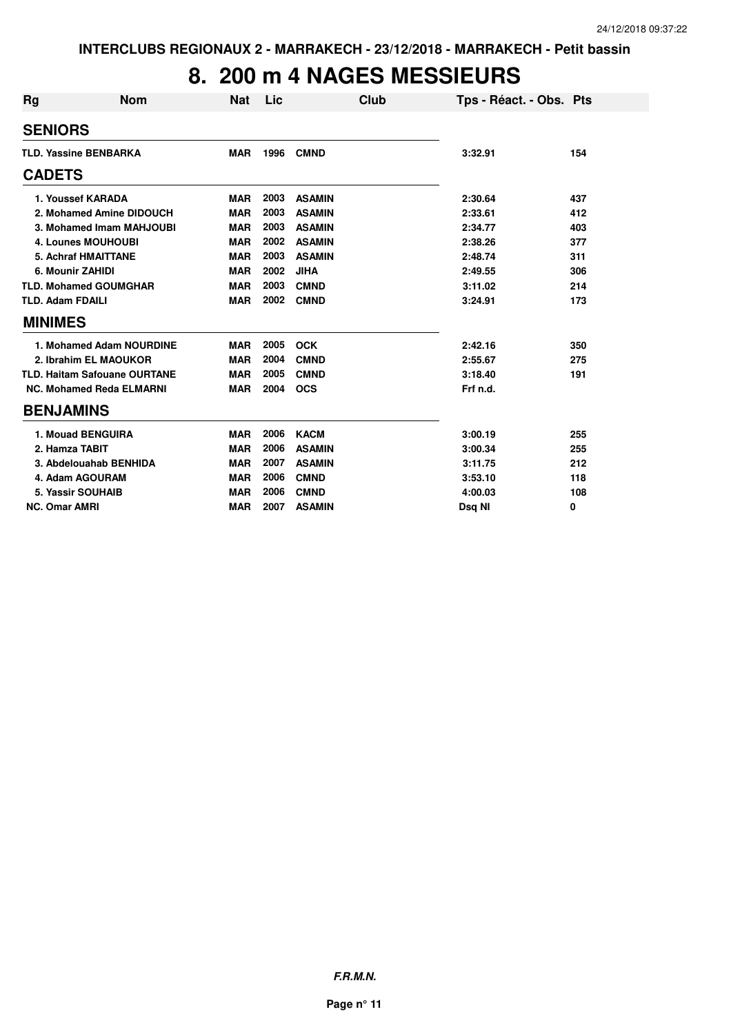INTERCLUBS REGIONAUX 2 - MARRAKECH - 23/12/2018 - MARRAKECH - Petit bassin

# 8. 200 m 4 NAGES MESSIEURS

| Rg | Nom | Nat | Lic | Club | Tps - Réact. - Obs. | Pts |
|---|---|---|---|---|---|---|
| **SENIORS** | | | | | | |
| TLD. | Yassine BENBARKA | MAR | 1996 | CMND | 3:32.91 | 154 |
| **CADETS** | | | | | | |
| 1. | Youssef KARADA | MAR | 2003 | ASAMIN | 2:30.64 | 437 |
| 2. | Mohamed Amine DIDOUCH | MAR | 2003 | ASAMIN | 2:33.61 | 412 |
| 3. | Mohamed Imam MAHJOUBI | MAR | 2003 | ASAMIN | 2:34.77 | 403 |
| 4. | Lounes MOUHOUBI | MAR | 2002 | ASAMIN | 2:38.26 | 377 |
| 5. | Achraf HMAITTANE | MAR | 2003 | ASAMIN | 2:48.74 | 311 |
| 6. | Mounir ZAHIDI | MAR | 2002 | JIHA | 2:49.55 | 306 |
| TLD. | Mohamed GOUMGHAR | MAR | 2003 | CMND | 3:11.02 | 214 |
| TLD. | Adam FDAILI | MAR | 2002 | CMND | 3:24.91 | 173 |
| **MINIMES** | | | | | | |
| 1. | Mohamed Adam NOURDINE | MAR | 2005 | OCK | 2:42.16 | 350 |
| 2. | Ibrahim EL MAOUKOR | MAR | 2004 | CMND | 2:55.67 | 275 |
| TLD. | Haitam Safouane OURTANE | MAR | 2005 | CMND | 3:18.40 | 191 |
| NC. | Mohamed Reda ELMARNI | MAR | 2004 | OCS | Frf n.d. | |
| **BENJAMINS** | | | | | | |
| 1. | Mouad BENGUIRA | MAR | 2006 | KACM | 3:00.19 | 255 |
| 2. | Hamza TABIT | MAR | 2006 | ASAMIN | 3:00.34 | 255 |
| 3. | Abdelouahab BENHIDA | MAR | 2007 | ASAMIN | 3:11.75 | 212 |
| 4. | Adam AGOURAM | MAR | 2006 | CMND | 3:53.10 | 118 |
| 5. | Yassir SOUHAIB | MAR | 2006 | CMND | 4:00.03 | 108 |
| NC. | Omar AMRI | MAR | 2007 | ASAMIN | Dsq NI | 0 |

**F.R.M.N.**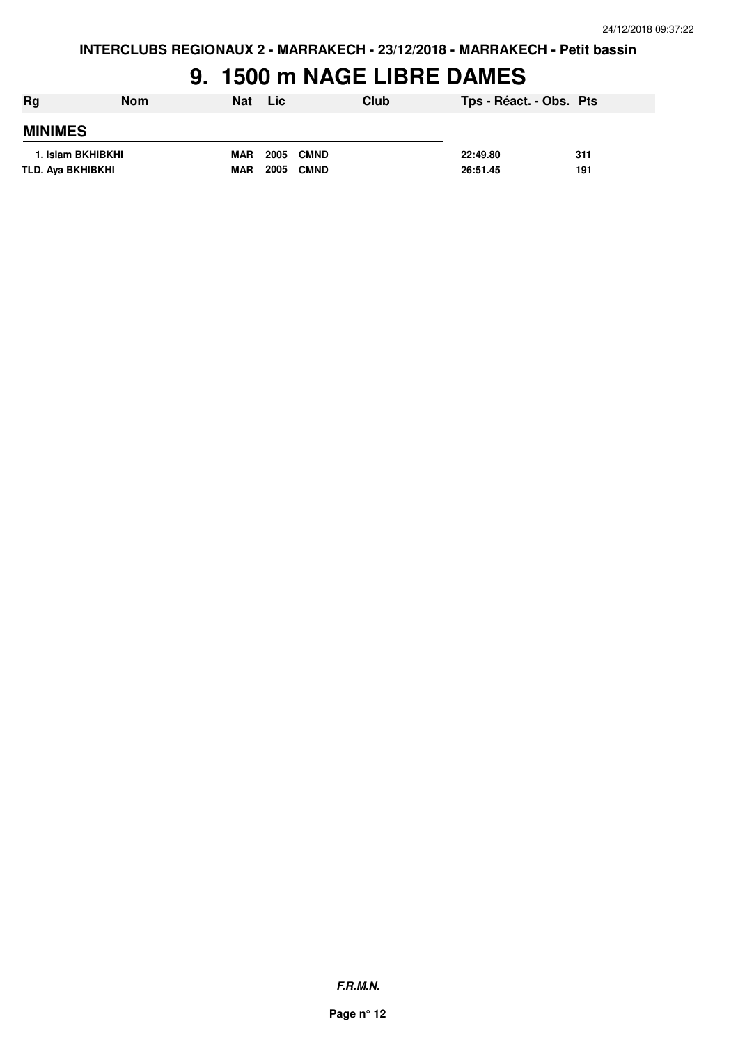INTERCLUBS REGIONAUX 2 - MARRAKECH - 23/12/2018 - MARRAKECH - Petit bassin

# 9. 1500 m NAGE LIBRE DAMES

| Rg | Nom | Nat | Lic | Club | Tps - Réact. - Obs. | Pts |
|---|---|---|---|---|---|---|
| **MINIMES** | | | | | | |
| 1. | Islam BKHIBKHI | MAR | 2005 | CMND | 22:49.80 | 311 |
| TLD. | Aya BKHIBKHI | MAR | 2005 | CMND | 26:51.45 | 191 |

***F.R.M.N.***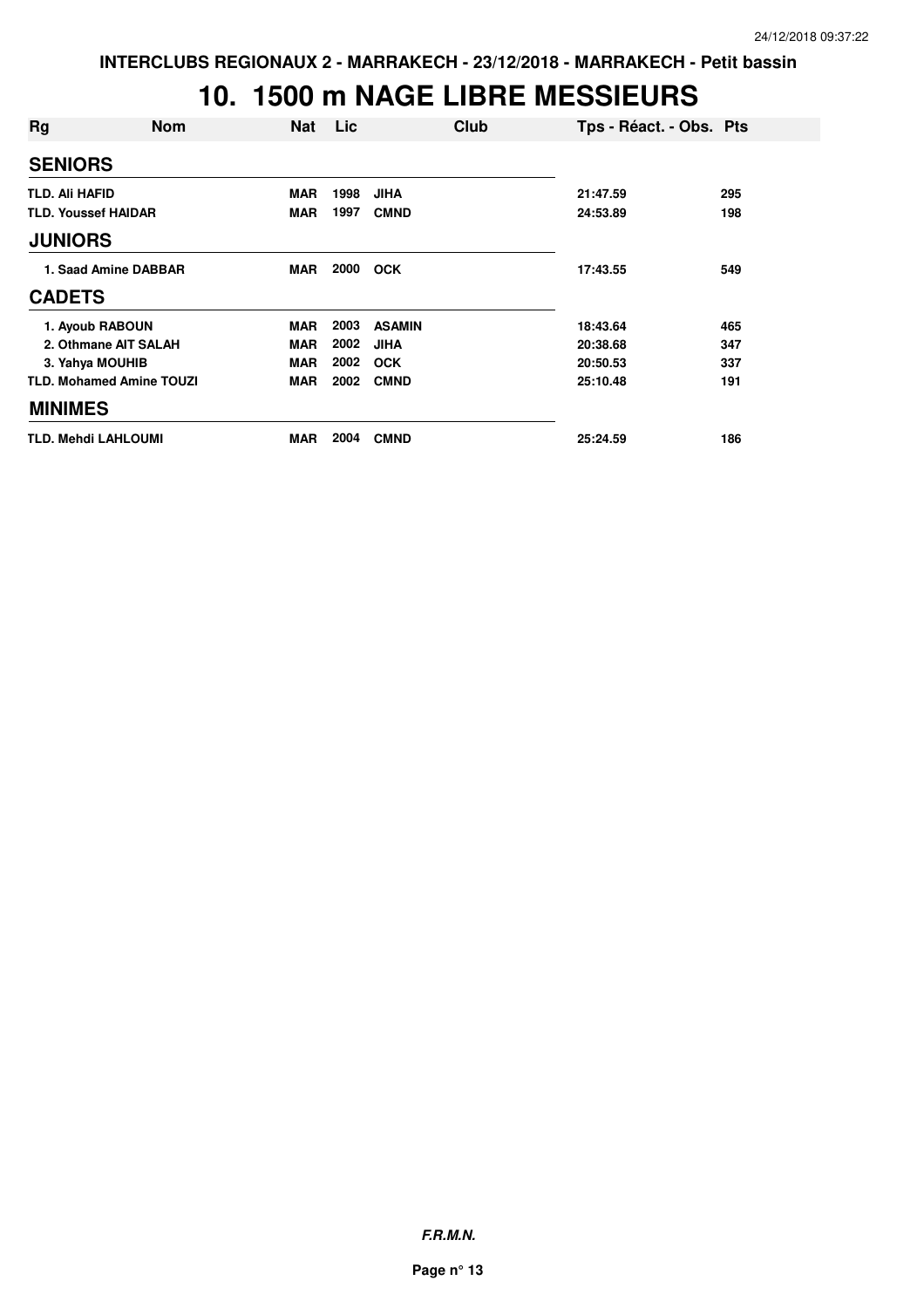INTERCLUBS REGIONAUX 2 - MARRAKECH - 23/12/2018 - MARRAKECH - Petit bassin

# 10. 1500 m NAGE LIBRE MESSIEURS

| Rg | Nom | Nat | Lic | Club | Tps - Réact. - Obs. | Pts |
|---|---|---|---|---|---|---|
| **SENIORS** | | | | | | |
| TLD. | Ali HAFID | MAR | 1998 | JIHA | 21:47.59 | 295 |
| TLD. | Youssef HAIDAR | MAR | 1997 | CMND | 24:53.89 | 198 |
| **JUNIORS** | | | | | | |
| 1. | Saad Amine DABBAR | MAR | 2000 | OCK | 17:43.55 | 549 |
| **CADETS** | | | | | | |
| 1. | Ayoub RABOUN | MAR | 2003 | ASAMIN | 18:43.64 | 465 |
| 2. | Othmane AIT SALAH | MAR | 2002 | JIHA | 20:38.68 | 347 |
| 3. | Yahya MOUHIB | MAR | 2002 | OCK | 20:50.53 | 337 |
| TLD. | Mohamed Amine TOUZI | MAR | 2002 | CMND | 25:10.48 | 191 |
| **MINIMES** | | | | | | |
| TLD. | Mehdi LAHLOUMI | MAR | 2004 | CMND | 25:24.59 | 186 |

*F.R.M.N.*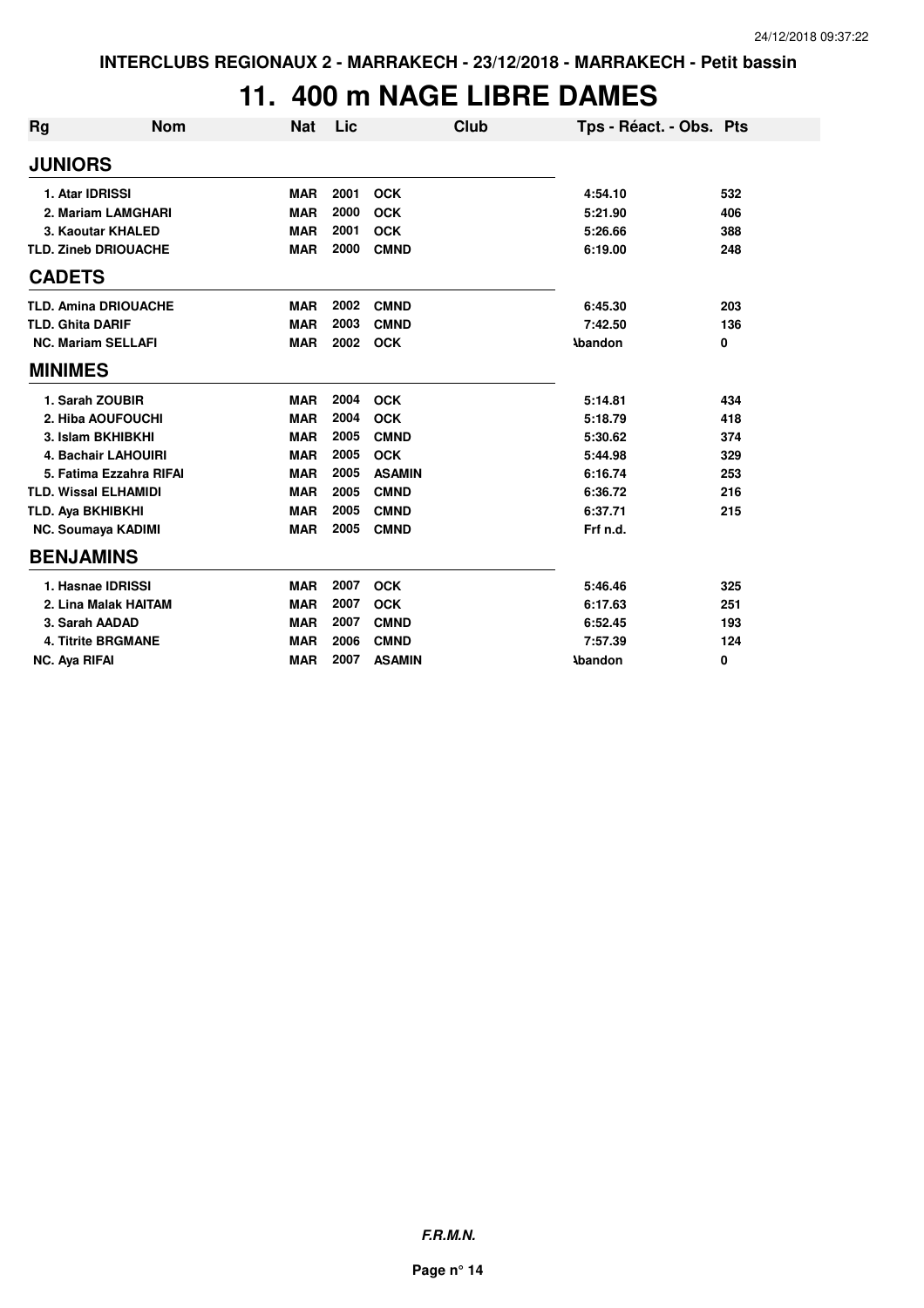INTERCLUBS REGIONAUX 2 - MARRAKECH - 23/12/2018 - MARRAKECH - Petit bassin

# 11. 400 m NAGE LIBRE DAMES

| Rg | Nom | Nat | Lic | Club | Tps - Réact. - Obs. | Pts |
|---|---|---|---|---|---|---|
| **JUNIORS** | | | | | | |
| 1. | Atar IDRISSI | MAR | 2001 | OCK | 4:54.10 | 532 |
| 2. | Mariam LAMGHARI | MAR | 2000 | OCK | 5:21.90 | 406 |
| 3. | Kaoutar KHALED | MAR | 2001 | OCK | 5:26.66 | 388 |
| TLD. | Zineb DRIOUACHE | MAR | 2000 | CMND | 6:19.00 | 248 |
| **CADETS** | | | | | | |
| TLD. | Amina DRIOUACHE | MAR | 2002 | CMND | 6:45.30 | 203 |
| TLD. | Ghita DARIF | MAR | 2003 | CMND | 7:42.50 | 136 |
| NC. | Mariam SELLAFI | MAR | 2002 | OCK | Abandon | 0 |
| **MINIMES** | | | | | | |
| 1. | Sarah ZOUBIR | MAR | 2004 | OCK | 5:14.81 | 434 |
| 2. | Hiba AOUFOUCHI | MAR | 2004 | OCK | 5:18.79 | 418 |
| 3. | Islam BKHIBKHI | MAR | 2005 | CMND | 5:30.62 | 374 |
| 4. | Bachair LAHOUIRI | MAR | 2005 | OCK | 5:44.98 | 329 |
| 5. | Fatima Ezzahra RIFAI | MAR | 2005 | ASAMIN | 6:16.74 | 253 |
| TLD. | Wissal ELHAMIDI | MAR | 2005 | CMND | 6:36.72 | 216 |
| TLD. | Aya BKHIBKHI | MAR | 2005 | CMND | 6:37.71 | 215 |
| NC. | Soumaya KADIMI | MAR | 2005 | CMND | Frf n.d. | |
| **BENJAMINS** | | | | | | |
| 1. | Hasnae IDRISSI | MAR | 2007 | OCK | 5:46.46 | 325 |
| 2. | Lina Malak HAITAM | MAR | 2007 | OCK | 6:17.63 | 251 |
| 3. | Sarah AADAD | MAR | 2007 | CMND | 6:52.45 | 193 |
| 4. | Titrite BRGMANE | MAR | 2006 | CMND | 7:57.39 | 124 |
| NC. | Aya RIFAI | MAR | 2007 | ASAMIN | Abandon | 0 |

**F.R.M.N.**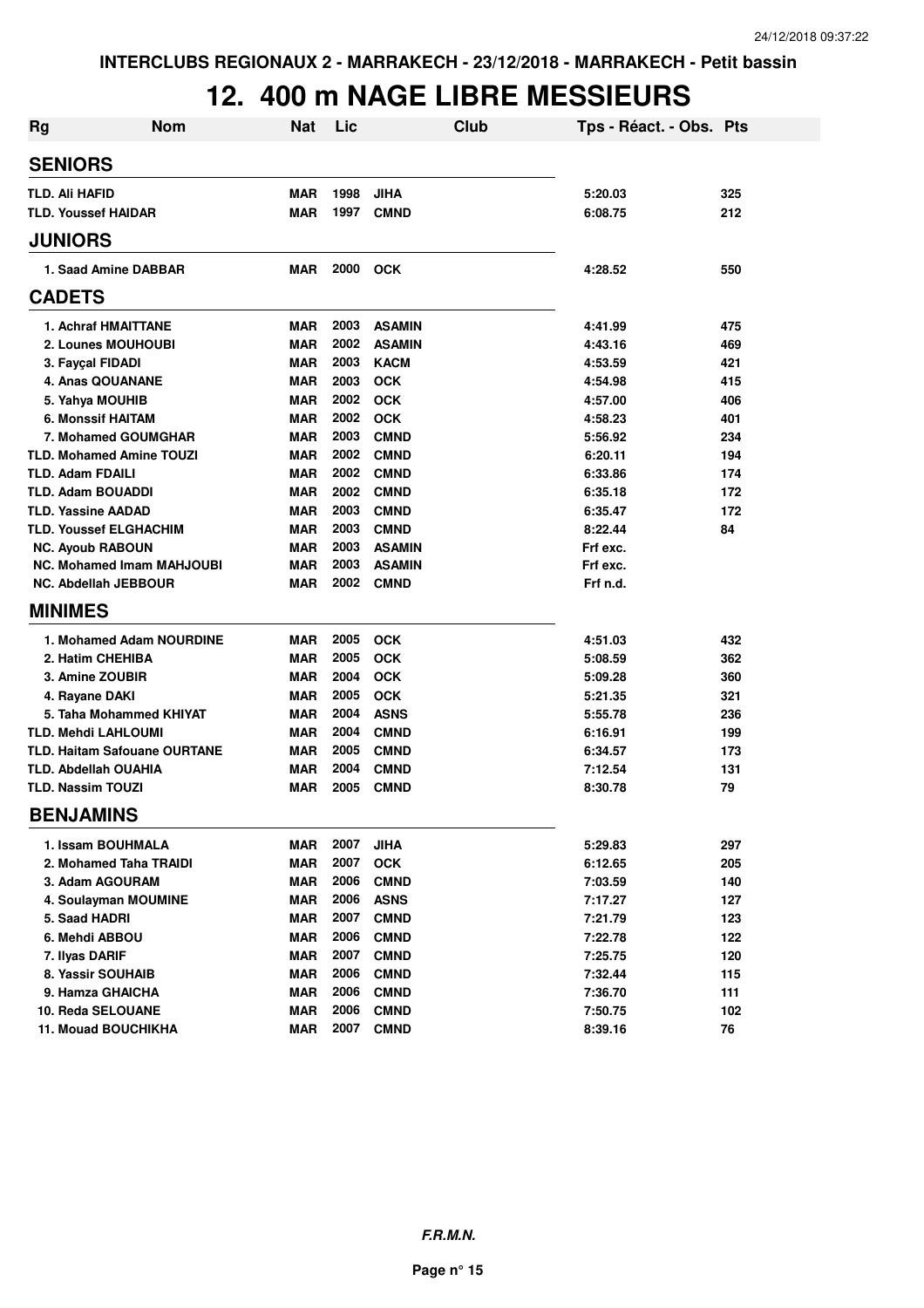INTERCLUBS REGIONAUX 2 - MARRAKECH - 23/12/2018 - MARRAKECH - Petit bassin

# 12. 400 m NAGE LIBRE MESSIEURS

| Rg | Nom | Nat | Lic | Club | Tps - Réact. - Obs. | Pts |
|---|---|---|---|---|---|---|
| **SENIORS** | | | | | | |
| TLD. | Ali HAFID | MAR | 1998 | JIHA | 5:20.03 | 325 |
| TLD. | Youssef HAIDAR | MAR | 1997 | CMND | 6:08.75 | 212 |
| **JUNIORS** | | | | | | |
| 1. | Saad Amine DABBAR | MAR | 2000 | OCK | 4:28.52 | 550 |
| **CADETS** | | | | | | |
| 1. | Achraf HMAITTANE | MAR | 2003 | ASAMIN | 4:41.99 | 475 |
| 2. | Lounes MOUHOUBI | MAR | 2002 | ASAMIN | 4:43.16 | 469 |
| 3. | Fayçal FIDADI | MAR | 2003 | KACM | 4:53.59 | 421 |
| 4. | Anas QOUANANE | MAR | 2003 | OCK | 4:54.98 | 415 |
| 5. | Yahya MOUHIB | MAR | 2002 | OCK | 4:57.00 | 406 |
| 6. | Monssif HAITAM | MAR | 2002 | OCK | 4:58.23 | 401 |
| 7. | Mohamed GOUMGHAR | MAR | 2003 | CMND | 5:56.92 | 234 |
| TLD. | Mohamed Amine TOUZI | MAR | 2002 | CMND | 6:20.11 | 194 |
| TLD. | Adam FDAILI | MAR | 2002 | CMND | 6:33.86 | 174 |
| TLD. | Adam BOUADDI | MAR | 2002 | CMND | 6:35.18 | 172 |
| TLD. | Yassine AADAD | MAR | 2003 | CMND | 6:35.47 | 172 |
| TLD. | Youssef ELGHACHIM | MAR | 2003 | CMND | 8:22.44 | 84 |
| NC. | Ayoub RABOUN | MAR | 2003 | ASAMIN | Frf exc. | |
| NC. | Mohamed Imam MAHJOUBI | MAR | 2003 | ASAMIN | Frf exc. | |
| NC. | Abdellah JEBBOUR | MAR | 2002 | CMND | Frf n.d. | |
| **MINIMES** | | | | | | |
| 1. | Mohamed Adam NOURDINE | MAR | 2005 | OCK | 4:51.03 | 432 |
| 2. | Hatim CHEHIBA | MAR | 2005 | OCK | 5:08.59 | 362 |
| 3. | Amine ZOUBIR | MAR | 2004 | OCK | 5:09.28 | 360 |
| 4. | Rayane DAKI | MAR | 2005 | OCK | 5:21.35 | 321 |
| 5. | Taha Mohammed KHIYAT | MAR | 2004 | ASNS | 5:55.78 | 236 |
| TLD. | Mehdi LAHLOUMI | MAR | 2004 | CMND | 6:16.91 | 199 |
| TLD. | Haitam Safouane OURTANE | MAR | 2005 | CMND | 6:34.57 | 173 |
| TLD. | Abdellah OUAHIA | MAR | 2004 | CMND | 7:12.54 | 131 |
| TLD. | Nassim TOUZI | MAR | 2005 | CMND | 8:30.78 | 79 |
| **BENJAMINS** | | | | | | |
| 1. | Issam BOUHMALA | MAR | 2007 | JIHA | 5:29.83 | 297 |
| 2. | Mohamed Taha TRAIDI | MAR | 2007 | OCK | 6:12.65 | 205 |
| 3. | Adam AGOURAM | MAR | 2006 | CMND | 7:03.59 | 140 |
| 4. | Soulayman MOUMINE | MAR | 2006 | ASNS | 7:17.27 | 127 |
| 5. | Saad HADRI | MAR | 2007 | CMND | 7:21.79 | 123 |
| 6. | Mehdi ABBOU | MAR | 2006 | CMND | 7:22.78 | 122 |
| 7. | Ilyas DARIF | MAR | 2007 | CMND | 7:25.75 | 120 |
| 8. | Yassir SOUHAIB | MAR | 2006 | CMND | 7:32.44 | 115 |
| 9. | Hamza GHAICHA | MAR | 2006 | CMND | 7:36.70 | 111 |
| 10. | Reda SELOUANE | MAR | 2006 | CMND | 7:50.75 | 102 |
| 11. | Mouad BOUCHIKHA | MAR | 2007 | CMND | 8:39.16 | 76 |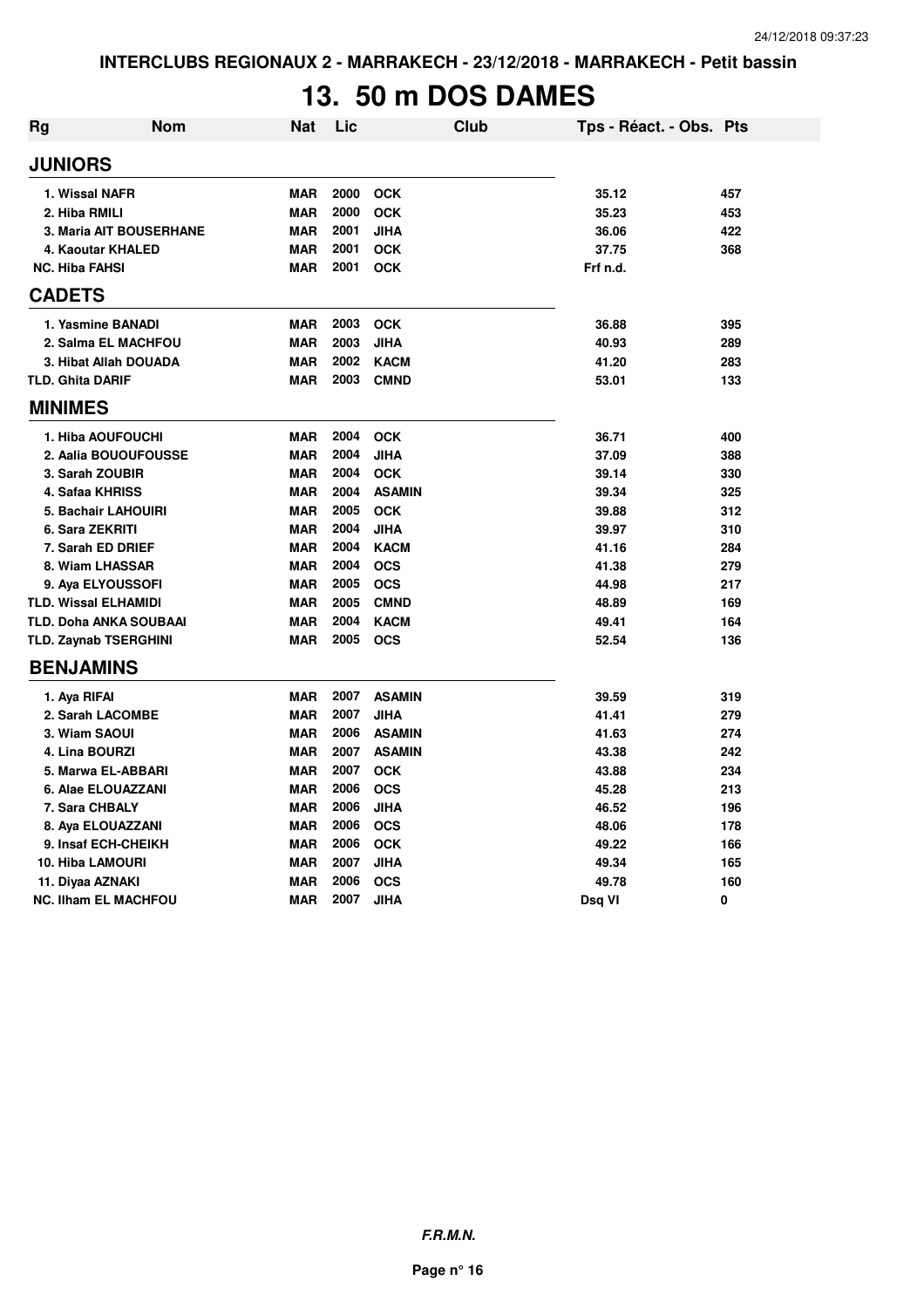INTERCLUBS REGIONAUX 2 - MARRAKECH - 23/12/2018 - MARRAKECH - Petit bassin

# 13. 50 m DOS DAMES

| Rg | Nom | Nat | Lic | Club | Tps - Réact. - Obs. | Pts |
|---|---|---|---|---|---|---|
| **JUNIORS** | | | | | | |
| 1. | Wissal NAFR | MAR | 2000 | OCK | 35.12 | 457 |
| 2. | Hiba RMILI | MAR | 2000 | OCK | 35.23 | 453 |
| 3. | Maria AIT BOUSERHANE | MAR | 2001 | JIHA | 36.06 | 422 |
| 4. | Kaoutar KHALED | MAR | 2001 | OCK | 37.75 | 368 |
| NC. | Hiba FAHSI | MAR | 2001 | OCK | Frf n.d. | |
| **CADETS** | | | | | | |
| 1. | Yasmine BANADI | MAR | 2003 | OCK | 36.88 | 395 |
| 2. | Salma EL MACHFOU | MAR | 2003 | JIHA | 40.93 | 289 |
| 3. | Hibat Allah DOUADA | MAR | 2002 | KACM | 41.20 | 283 |
| TLD. | Ghita DARIF | MAR | 2003 | CMND | 53.01 | 133 |
| **MINIMES** | | | | | | |
| 1. | Hiba AOUFOUCHI | MAR | 2004 | OCK | 36.71 | 400 |
| 2. | Aalia BOUOUFOUSSE | MAR | 2004 | JIHA | 37.09 | 388 |
| 3. | Sarah ZOUBIR | MAR | 2004 | OCK | 39.14 | 330 |
| 4. | Safaa KHRISS | MAR | 2004 | ASAMIN | 39.34 | 325 |
| 5. | Bachair LAHOUIRI | MAR | 2005 | OCK | 39.88 | 312 |
| 6. | Sara ZEKRITI | MAR | 2004 | JIHA | 39.97 | 310 |
| 7. | Sarah ED DRIEF | MAR | 2004 | KACM | 41.16 | 284 |
| 8. | Wiam LHASSAR | MAR | 2004 | OCS | 41.38 | 279 |
| 9. | Aya ELYOUSSOFI | MAR | 2005 | OCS | 44.98 | 217 |
| TLD. | Wissal ELHAMIDI | MAR | 2005 | CMND | 48.89 | 169 |
| TLD. | Doha ANKA SOUBAAI | MAR | 2004 | KACM | 49.41 | 164 |
| TLD. | Zaynab TSERGHINI | MAR | 2005 | OCS | 52.54 | 136 |
| **BENJAMINS** | | | | | | |
| 1. | Aya RIFAI | MAR | 2007 | ASAMIN | 39.59 | 319 |
| 2. | Sarah LACOMBE | MAR | 2007 | JIHA | 41.41 | 279 |
| 3. | Wiam SAOUI | MAR | 2006 | ASAMIN | 41.63 | 274 |
| 4. | Lina BOURZI | MAR | 2007 | ASAMIN | 43.38 | 242 |
| 5. | Marwa EL-ABBARI | MAR | 2007 | OCK | 43.88 | 234 |
| 6. | Alae ELOUAZZANI | MAR | 2006 | OCS | 45.28 | 213 |
| 7. | Sara CHBALY | MAR | 2006 | JIHA | 46.52 | 196 |
| 8. | Aya ELOUAZZANI | MAR | 2006 | OCS | 48.06 | 178 |
| 9. | Insaf ECH-CHEIKH | MAR | 2006 | OCK | 49.22 | 166 |
| 10. | Hiba LAMOURI | MAR | 2007 | JIHA | 49.34 | 165 |
| 11. | Diyaa AZNAKI | MAR | 2006 | OCS | 49.78 | 160 |
| NC. | Ilham EL MACHFOU | MAR | 2007 | JIHA | Dsq VI | 0 |

**F.R.M.N.**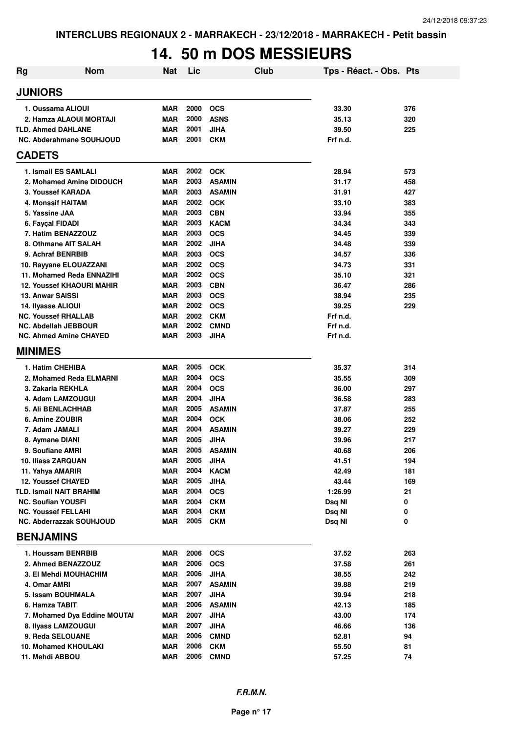INTERCLUBS REGIONAUX 2 - MARRAKECH - 23/12/2018 - MARRAKECH - Petit bassin

# 14. 50 m DOS MESSIEURS

| Rg | Nom | Nat | Lic | Club | Tps - Réact. - Obs. | Pts |
|---|---|---|---|---|---|---|
| **JUNIORS** | | | | | | |
| 1. Oussama ALIOUI | | MAR | 2000 | OCS | 33.30 | 376 |
| 2. Hamza ALAOUI MORTAJI | | MAR | 2000 | ASNS | 35.13 | 320 |
| TLD. Ahmed DAHLANE | | MAR | 2001 | JIHA | 39.50 | 225 |
| NC. Abderahmane SOUHJOUD | | MAR | 2001 | CKM | Frf n.d. | |
| **CADETS** | | | | | | |
| 1. Ismail ES SAMLALI | | MAR | 2002 | OCK | 28.94 | 573 |
| 2. Mohamed Amine DIDOUCH | | MAR | 2003 | ASAMIN | 31.17 | 458 |
| 3. Youssef KARADA | | MAR | 2003 | ASAMIN | 31.91 | 427 |
| 4. Monssif HAITAM | | MAR | 2002 | OCK | 33.10 | 383 |
| 5. Yassine JAA | | MAR | 2003 | CBN | 33.94 | 355 |
| 6. Fayçal FIDADI | | MAR | 2003 | KACM | 34.34 | 343 |
| 7. Hatim BENAZZOUZ | | MAR | 2003 | OCS | 34.45 | 339 |
| 8. Othmane AIT SALAH | | MAR | 2002 | JIHA | 34.48 | 339 |
| 9. Achraf BENRBIB | | MAR | 2003 | OCS | 34.57 | 336 |
| 10. Rayyane ELOUAZZANI | | MAR | 2002 | OCS | 34.73 | 331 |
| 11. Mohamed Reda ENNAZIHI | | MAR | 2002 | OCS | 35.10 | 321 |
| 12. Youssef KHAOURI MAHIR | | MAR | 2003 | CBN | 36.47 | 286 |
| 13. Anwar SAISSI | | MAR | 2003 | OCS | 38.94 | 235 |
| 14. Ilyasse ALIOUI | | MAR | 2002 | OCS | 39.25 | 229 |
| NC. Youssef RHALLAB | | MAR | 2002 | CKM | Frf n.d. | |
| NC. Abdellah JEBBOUR | | MAR | 2002 | CMND | Frf n.d. | |
| NC. Ahmed Amine CHAYED | | MAR | 2003 | JIHA | Frf n.d. | |
| **MINIMES** | | | | | | |
| 1. Hatim CHEHIBA | | MAR | 2005 | OCK | 35.37 | 314 |
| 2. Mohamed Reda ELMARNI | | MAR | 2004 | OCS | 35.55 | 309 |
| 3. Zakaria REKHLA | | MAR | 2004 | OCS | 36.00 | 297 |
| 4. Adam LAMZOUGUI | | MAR | 2004 | JIHA | 36.58 | 283 |
| 5. Ali BENLACHHAB | | MAR | 2005 | ASAMIN | 37.87 | 255 |
| 6. Amine ZOUBIR | | MAR | 2004 | OCK | 38.06 | 252 |
| 7. Adam JAMALI | | MAR | 2004 | ASAMIN | 39.27 | 229 |
| 8. Aymane DIANI | | MAR | 2005 | JIHA | 39.96 | 217 |
| 9. Soufiane AMRI | | MAR | 2005 | ASAMIN | 40.68 | 206 |
| 10. Iliass ZARQUAN | | MAR | 2005 | JIHA | 41.51 | 194 |
| 11. Yahya AMARIR | | MAR | 2004 | KACM | 42.49 | 181 |
| 12. Youssef CHAYED | | MAR | 2005 | JIHA | 43.44 | 169 |
| TLD. Ismail NAIT BRAHIM | | MAR | 2004 | OCS | 1:26.99 | 21 |
| NC. Soufian YOUSFI | | MAR | 2004 | CKM | Dsq NI | 0 |
| NC. Youssef FELLAHI | | MAR | 2004 | CKM | Dsq NI | 0 |
| NC. Abderrazzak SOUHJOUD | | MAR | 2005 | CKM | Dsq NI | 0 |
| **BENJAMINS** | | | | | | |
| 1. Houssam BENRBIB | | MAR | 2006 | OCS | 37.52 | 263 |
| 2. Ahmed BENAZZOUZ | | MAR | 2006 | OCS | 37.58 | 261 |
| 3. El Mehdi MOUHACHIM | | MAR | 2006 | JIHA | 38.55 | 242 |
| 4. Omar AMRI | | MAR | 2007 | ASAMIN | 39.88 | 219 |
| 5. Issam BOUHMALA | | MAR | 2007 | JIHA | 39.94 | 218 |
| 6. Hamza TABIT | | MAR | 2006 | ASAMIN | 42.13 | 185 |
| 7. Mohamed Dya Eddine MOUTAI | | MAR | 2007 | JIHA | 43.00 | 174 |
| 8. Ilyass LAMZOUGUI | | MAR | 2007 | JIHA | 46.66 | 136 |
| 9. Reda SELOUANE | | MAR | 2006 | CMND | 52.81 | 94 |
| 10. Mohamed KHOULAKI | | MAR | 2006 | CKM | 55.50 | 81 |
| 11. Mehdi ABBOU | | MAR | 2006 | CMND | 57.25 | 74 |

*F.R.M.N.*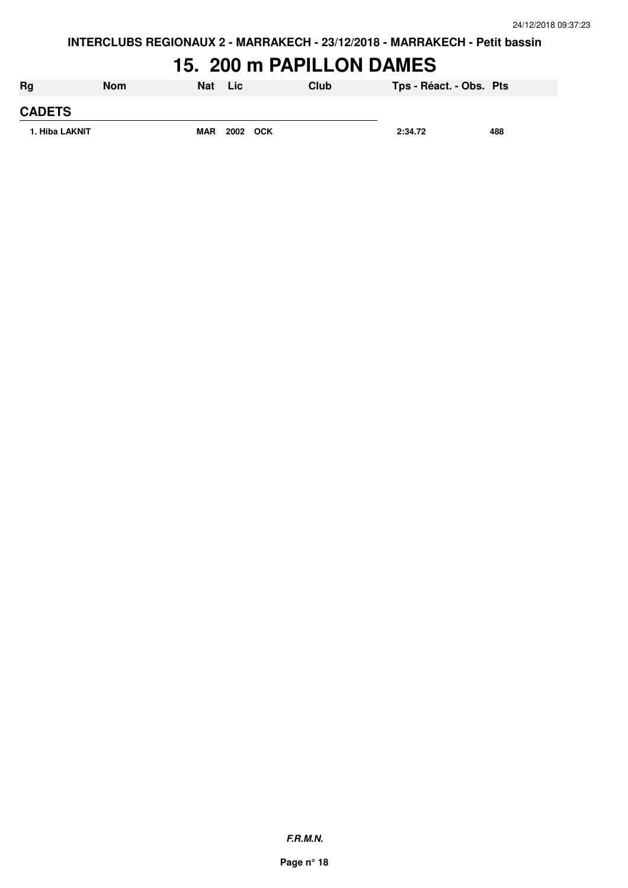# 15. 200 m PAPILLON DAMES

| Rg | Nom | Nat | Lic | Club | Tps - Réact. - Obs. | Pts |
|---|---|---|---|---|---|---|
| **CADETS** | | | | | | |
| 1. Hiba LAKNIT | | MAR | 2002 | OCK | 2:34.72 | 488 |

***F.R.M.N.***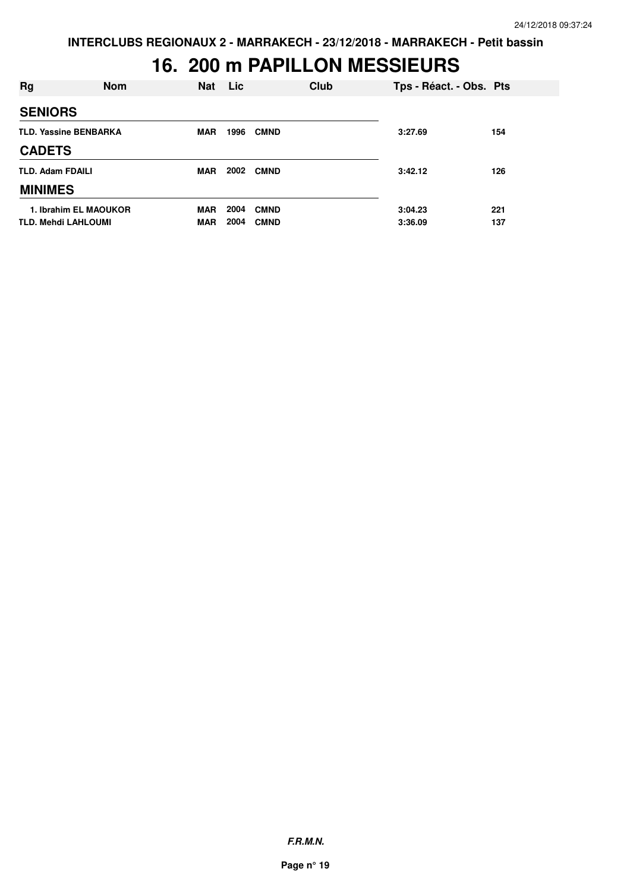INTERCLUBS REGIONAUX 2 - MARRAKECH - 23/12/2018 - MARRAKECH - Petit bassin

# 16. 200 m PAPILLON MESSIEURS

| Rg | Nom | Nat | Lic | Club | Tps - Réact. - Obs. | Pts |
|---|---|---|---|---|---|---|
| **SENIORS** | | | | | | |
| TLD. | Yassine BENBARKA | MAR | 1996 | CMND | 3:27.69 | 154 |
| **CADETS** | | | | | | |
| TLD. | Adam FDAILI | MAR | 2002 | CMND | 3:42.12 | 126 |
| **MINIMES** | | | | | | |
| 1. | Ibrahim EL MAOUKOR | MAR | 2004 | CMND | 3:04.23 | 221 |
| TLD. | Mehdi LAHLOUMI | MAR | 2004 | CMND | 3:36.09 | 137 |

***F.R.M.N.***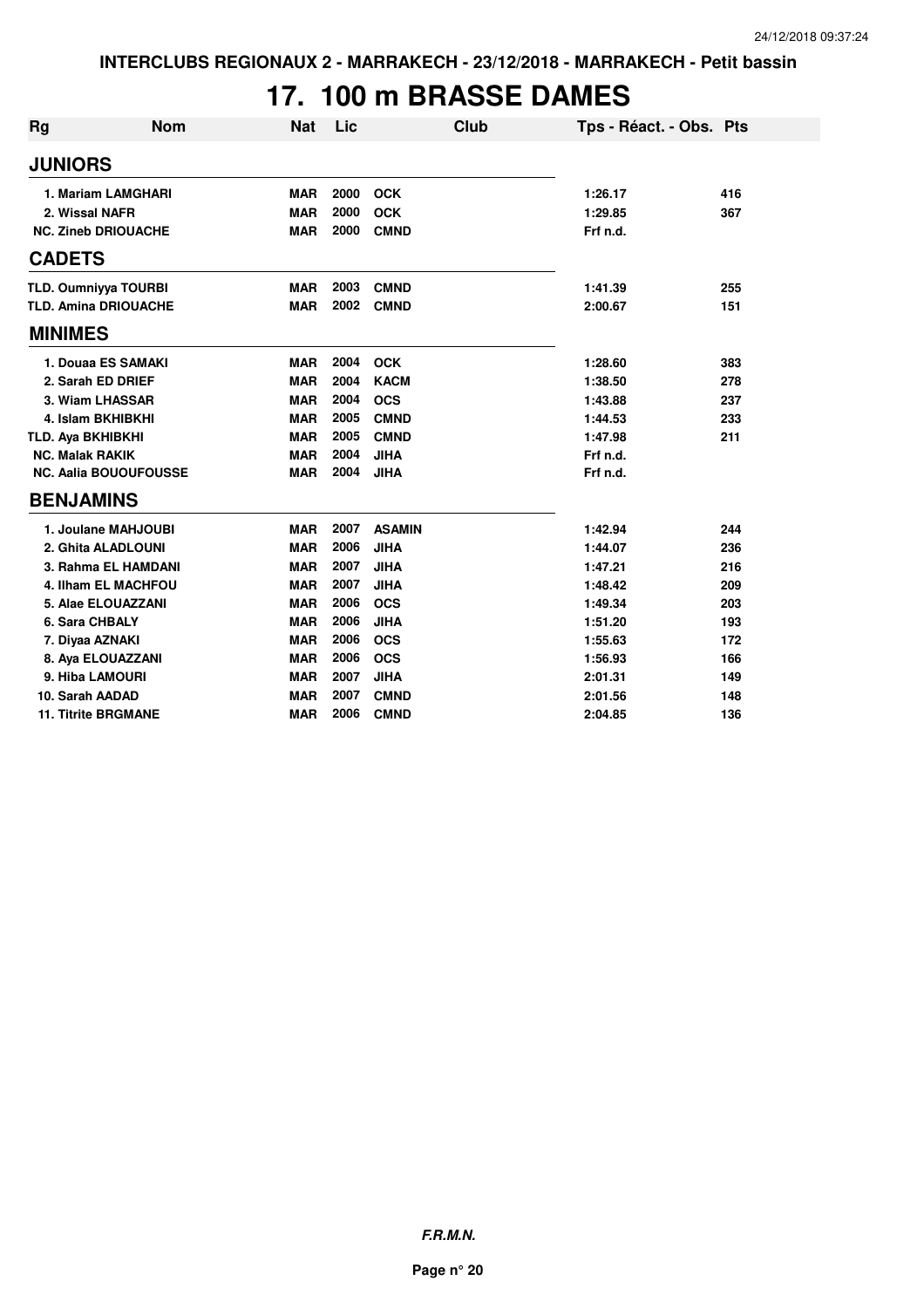# 17. 100 m BRASSE DAMES

| Rg | Nom | Nat | Lic | Club | Tps - Réact. - Obs. | Pts |
|---|---|---|---|---|---|---|
| **JUNIORS** | | | | | | |
| 1. | Mariam LAMGHARI | MAR | 2000 | OCK | 1:26.17 | 416 |
| 2. | Wissal NAFR | MAR | 2000 | OCK | 1:29.85 | 367 |
| NC. | Zineb DRIOUACHE | MAR | 2000 | CMND | Frf n.d. | |
| **CADETS** | | | | | | |
| TLD. | Oumniyya TOURBI | MAR | 2003 | CMND | 1:41.39 | 255 |
| TLD. | Amina DRIOUACHE | MAR | 2002 | CMND | 2:00.67 | 151 |
| **MINIMES** | | | | | | |
| 1. | Douaa ES SAMAKI | MAR | 2004 | OCK | 1:28.60 | 383 |
| 2. | Sarah ED DRIEF | MAR | 2004 | KACM | 1:38.50 | 278 |
| 3. | Wiam LHASSAR | MAR | 2004 | OCS | 1:43.88 | 237 |
| 4. | Islam BKHIBKHI | MAR | 2005 | CMND | 1:44.53 | 233 |
| TLD. | Aya BKHIBKHI | MAR | 2005 | CMND | 1:47.98 | 211 |
| NC. | Malak RAKIK | MAR | 2004 | JIHA | Frf n.d. | |
| NC. | Aalia BOUOUFOUSSE | MAR | 2004 | JIHA | Frf n.d. | |
| **BENJAMINS** | | | | | | |
| 1. | Joulane MAHJOUBI | MAR | 2007 | ASAMIN | 1:42.94 | 244 |
| 2. | Ghita ALADLOUNI | MAR | 2006 | JIHA | 1:44.07 | 236 |
| 3. | Rahma EL HAMDANI | MAR | 2007 | JIHA | 1:47.21 | 216 |
| 4. | Ilham EL MACHFOU | MAR | 2007 | JIHA | 1:48.42 | 209 |
| 5. | Alae ELOUAZZANI | MAR | 2006 | OCS | 1:49.34 | 203 |
| 6. | Sara CHBALY | MAR | 2006 | JIHA | 1:51.20 | 193 |
| 7. | Diyaa AZNAKI | MAR | 2006 | OCS | 1:55.63 | 172 |
| 8. | Aya ELOUAZZANI | MAR | 2006 | OCS | 1:56.93 | 166 |
| 9. | Hiba LAMOURI | MAR | 2007 | JIHA | 2:01.31 | 149 |
| 10. | Sarah AADAD | MAR | 2007 | CMND | 2:01.56 | 148 |
| 11. | Titrite BRGMANE | MAR | 2006 | CMND | 2:04.85 | 136 |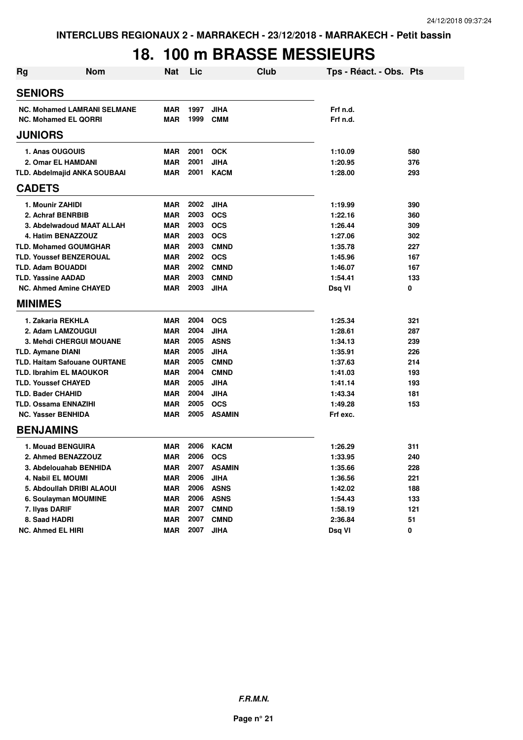INTERCLUBS REGIONAUX 2 - MARRAKECH - 23/12/2018 - MARRAKECH - Petit bassin

# 18. 100 m BRASSE MESSIEURS

| Rg | Nom | Nat | Lic | Club | Tps - Réact. - Obs. | Pts |
|---|---|---|---|---|---|---|
| **SENIORS** | | | | | | |
| NC. | Mohamed LAMRANI SELMANE | MAR | 1997 | JIHA | Frf n.d. | |
| NC. | Mohamed EL QORRI | MAR | 1999 | CMM | Frf n.d. | |
| **JUNIORS** | | | | | | |
| 1. | Anas OUGOUIS | MAR | 2001 | OCK | 1:10.09 | 580 |
| 2. | Omar EL HAMDANI | MAR | 2001 | JIHA | 1:20.95 | 376 |
| TLD. | Abdelmajid ANKA SOUBAAI | MAR | 2001 | KACM | 1:28.00 | 293 |
| **CADETS** | | | | | | |
| 1. | Mounir ZAHIDI | MAR | 2002 | JIHA | 1:19.99 | 390 |
| 2. | Achraf BENRBIB | MAR | 2003 | OCS | 1:22.16 | 360 |
| 3. | Abdelwadoud MAAT ALLAH | MAR | 2003 | OCS | 1:26.44 | 309 |
| 4. | Hatim BENAZZOUZ | MAR | 2003 | OCS | 1:27.06 | 302 |
| TLD. | Mohamed GOUMGHAR | MAR | 2003 | CMND | 1:35.78 | 227 |
| TLD. | Youssef BENZEROUAL | MAR | 2002 | OCS | 1:45.96 | 167 |
| TLD. | Adam BOUADDI | MAR | 2002 | CMND | 1:46.07 | 167 |
| TLD. | Yassine AADAD | MAR | 2003 | CMND | 1:54.41 | 133 |
| NC. | Ahmed Amine CHAYED | MAR | 2003 | JIHA | Dsq VI | 0 |
| **MINIMES** | | | | | | |
| 1. | Zakaria REKHLA | MAR | 2004 | OCS | 1:25.34 | 321 |
| 2. | Adam LAMZOUGUI | MAR | 2004 | JIHA | 1:28.61 | 287 |
| 3. | Mehdi CHERGUI MOUANE | MAR | 2005 | ASNS | 1:34.13 | 239 |
| TLD. | Aymane DIANI | MAR | 2005 | JIHA | 1:35.91 | 226 |
| TLD. | Haitam Safouane OURTANE | MAR | 2005 | CMND | 1:37.63 | 214 |
| TLD. | Ibrahim EL MAOUKOR | MAR | 2004 | CMND | 1:41.03 | 193 |
| TLD. | Youssef CHAYED | MAR | 2005 | JIHA | 1:41.14 | 193 |
| TLD. | Bader CHAHID | MAR | 2004 | JIHA | 1:43.34 | 181 |
| TLD. | Ossama ENNAZIHI | MAR | 2005 | OCS | 1:49.28 | 153 |
| NC. | Yasser BENHIDA | MAR | 2005 | ASAMIN | Frf exc. | |
| **BENJAMINS** | | | | | | |
| 1. | Mouad BENGUIRA | MAR | 2006 | KACM | 1:26.29 | 311 |
| 2. | Ahmed BENAZZOUZ | MAR | 2006 | OCS | 1:33.95 | 240 |
| 3. | Abdelouahab BENHIDA | MAR | 2007 | ASAMIN | 1:35.66 | 228 |
| 4. | Nabil EL MOUMI | MAR | 2006 | JIHA | 1:36.56 | 221 |
| 5. | Abdoullah DRIBI ALAOUI | MAR | 2006 | ASNS | 1:42.02 | 188 |
| 6. | Soulayman MOUMINE | MAR | 2006 | ASNS | 1:54.43 | 133 |
| 7. | Ilyas DARIF | MAR | 2007 | CMND | 1:58.19 | 121 |
| 8. | Saad HADRI | MAR | 2007 | CMND | 2:36.84 | 51 |
| NC. | Ahmed EL HIRI | MAR | 2007 | JIHA | Dsq VI | 0 |